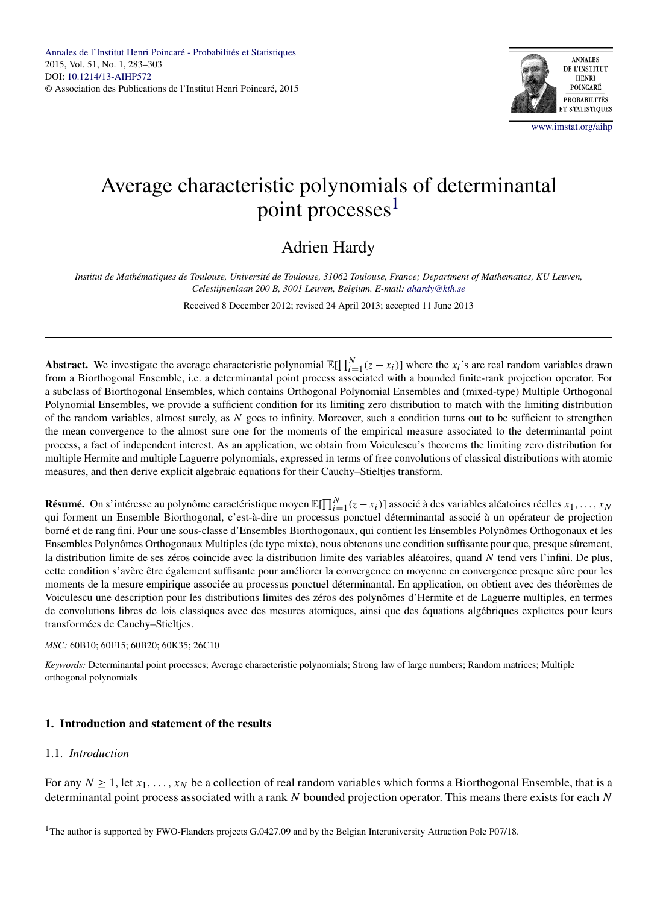# Average characteristic polynomials of determinantal point processes[1]

## Adrien Hardy

*Institut de Mathématiques de Toulouse, Université de Toulouse, 31062 Toulouse, France; Department of Mathematics, KU Leuven, Celestijnenlaan 200 B, 3001 Leuven, Belgium. E-mail: ahardy@kth.se*

Received 8 December 2012; revised 24 April 2013; accepted 11 June 2013

---

**Abstract.** We investigate the average characteristic polynomial $\mathbb{E}[\prod_{i=1}^{N}(z-x_i)]$ where the $x_i$'s are real random variables drawn from a Biorthogonal Ensemble, i.e. a determinantal point process associated with a bounded finite-rank projection operator. For a subclass of Biorthogonal Ensembles, which contains Orthogonal Polynomial Ensembles and (mixed-type) Multiple Orthogonal Polynomial Ensembles, we provide a sufficient condition for its limiting zero distribution to match with the limiting distribution of the random variables, almost surely, as $N$ goes to infinity. Moreover, such a condition turns out to be sufficient to strengthen the mean convergence to the almost sure one for the moments of the empirical measure associated to the determinantal point process, a fact of independent interest. As an application, we obtain from Voiculescu's theorems the limiting zero distribution for multiple Hermite and multiple Laguerre polynomials, expressed in terms of free convolutions of classical distributions with atomic measures, and then derive explicit algebraic equations for their Cauchy–Stieltjes transform.

**Résumé.** On s'intéresse au polynôme caractéristique moyen $\mathbb{E}[\prod_{i=1}^{N}(z-x_i)]$ associé à des variables aléatoires réelles $x_1,\ldots,x_N$ qui forment un Ensemble Biorthogonal, c'est-à-dire un processus ponctuel déterminantal associé à un opérateur de projection borné et de rang fini. Pour une sous-classe d'Ensembles Biorthogonaux, qui contient les Ensembles Polynômes Orthogonaux et les Ensembles Polynômes Orthogonaux Multiples (de type mixte), nous obtenons une condition suffisante pour que, presque sûrement, la distribution limite de ses zéros coincide avec la distribution limite des variables aléatoires, quand $N$ tend vers l'infini. De plus, cette condition s'avère être également suffisante pour améliorer la convergence en moyenne en convergence presque sûre pour les moments de la mesure empirique associée au processus ponctuel déterminantal. En application, on obtient avec des théorèmes de Voiculescu une description pour les distributions limites des zéros des polynômes d'Hermite et de Laguerre multiples, en termes de convolutions libres de lois classiques avec des mesures atomiques, ainsi que des équations algébriques explicites pour leurs transformées de Cauchy–Stieltjes.

*MSC:* 60B10; 60F15; 60B20; 60K35; 26C10

*Keywords:* Determinantal point processes; Average characteristic polynomials; Strong law of large numbers; Random matrices; Multiple orthogonal polynomials

---

## 1. Introduction and statement of the results

### 1.1. *Introduction*

For any $N \geq 1$, let $x_1,\ldots,x_N$ be a collection of real random variables which forms a Biorthogonal Ensemble, that is a determinantal point process associated with a rank $N$ bounded projection operator. This means there exists for each $N$

---

[1] The author is supported by FWO-Flanders projects G.0427.09 and by the Belgian Interuniversity Attraction Pole P07/18.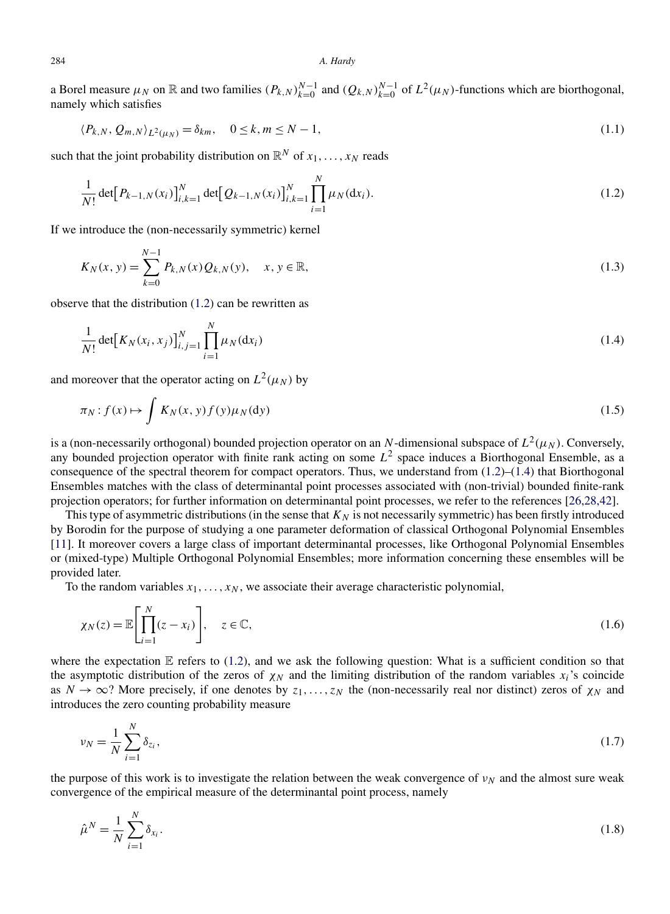a Borel measure $\mu_N$ on $\mathbb{R}$ and two families $(P_{k,N})_{k=0}^{N-1}$ and $(Q_{k,N})_{k=0}^{N-1}$ of $L^2(\mu_N)$-functions which are biorthogonal, namely which satisfies

$$\langle P_{k,N}, Q_{m,N}\rangle_{L^2(\mu_N)} = \delta_{km}, \quad 0 \le k, m \le N-1, \tag{1.1}$$

such that the joint probability distribution on $\mathbb{R}^N$ of $x_1, \ldots, x_N$ reads

$$\frac{1}{N!}\det\big[P_{k-1,N}(x_i)\big]_{i,k=1}^N \det\big[Q_{k-1,N}(x_i)\big]_{i,k=1}^N \prod_{i=1}^N \mu_N(\mathrm{d}x_i). \tag{1.2}$$

If we introduce the (non-necessarily symmetric) kernel

$$K_N(x,y) = \sum_{k=0}^{N-1} P_{k,N}(x)Q_{k,N}(y), \quad x, y \in \mathbb{R}, \tag{1.3}$$

observe that the distribution (1.2) can be rewritten as

$$\frac{1}{N!}\det\big[K_N(x_i,x_j)\big]_{i,j=1}^N \prod_{i=1}^N \mu_N(\mathrm{d}x_i) \tag{1.4}$$

and moreover that the operator acting on $L^2(\mu_N)$ by

$$\pi_N : f(x) \mapsto \int K_N(x,y)f(y)\mu_N(\mathrm{d}y) \tag{1.5}$$

is a (non-necessarily orthogonal) bounded projection operator on an $N$-dimensional subspace of $L^2(\mu_N)$. Conversely, any bounded projection operator with finite rank acting on some $L^2$ space induces a Biorthogonal Ensemble, as a consequence of the spectral theorem for compact operators. Thus, we understand from (1.2)–(1.4) that Biorthogonal Ensembles matches with the class of determinantal point processes associated with (non-trivial) bounded finite-rank projection operators; for further information on determinantal point processes, we refer to the references [26,28,42].

This type of asymmetric distributions (in the sense that $K_N$ is not necessarily symmetric) has been firstly introduced by Borodin for the purpose of studying a one parameter deformation of classical Orthogonal Polynomial Ensembles [11]. It moreover covers a large class of important determinantal processes, like Orthogonal Polynomial Ensembles or (mixed-type) Multiple Orthogonal Polynomial Ensembles; more information concerning these ensembles will be provided later.

To the random variables $x_1, \ldots, x_N$, we associate their average characteristic polynomial,

$$\chi_N(z) = \mathbb{E}\left[\prod_{i=1}^N (z - x_i)\right], \quad z \in \mathbb{C}, \tag{1.6}$$

where the expectation $\mathbb{E}$ refers to (1.2), and we ask the following question: What is a sufficient condition so that the asymptotic distribution of the zeros of $\chi_N$ and the limiting distribution of the random variables $x_i$'s coincide as $N \to \infty$? More precisely, if one denotes by $z_1, \ldots, z_N$ the (non-necessarily real nor distinct) zeros of $\chi_N$ and introduces the zero counting probability measure

$$\nu_N = \frac{1}{N}\sum_{i=1}^N \delta_{z_i}, \tag{1.7}$$

the purpose of this work is to investigate the relation between the weak convergence of $\nu_N$ and the almost sure weak convergence of the empirical measure of the determinantal point process, namely

$$\hat{\mu}^N = \frac{1}{N}\sum_{i=1}^N \delta_{x_i}. \tag{1.8}$$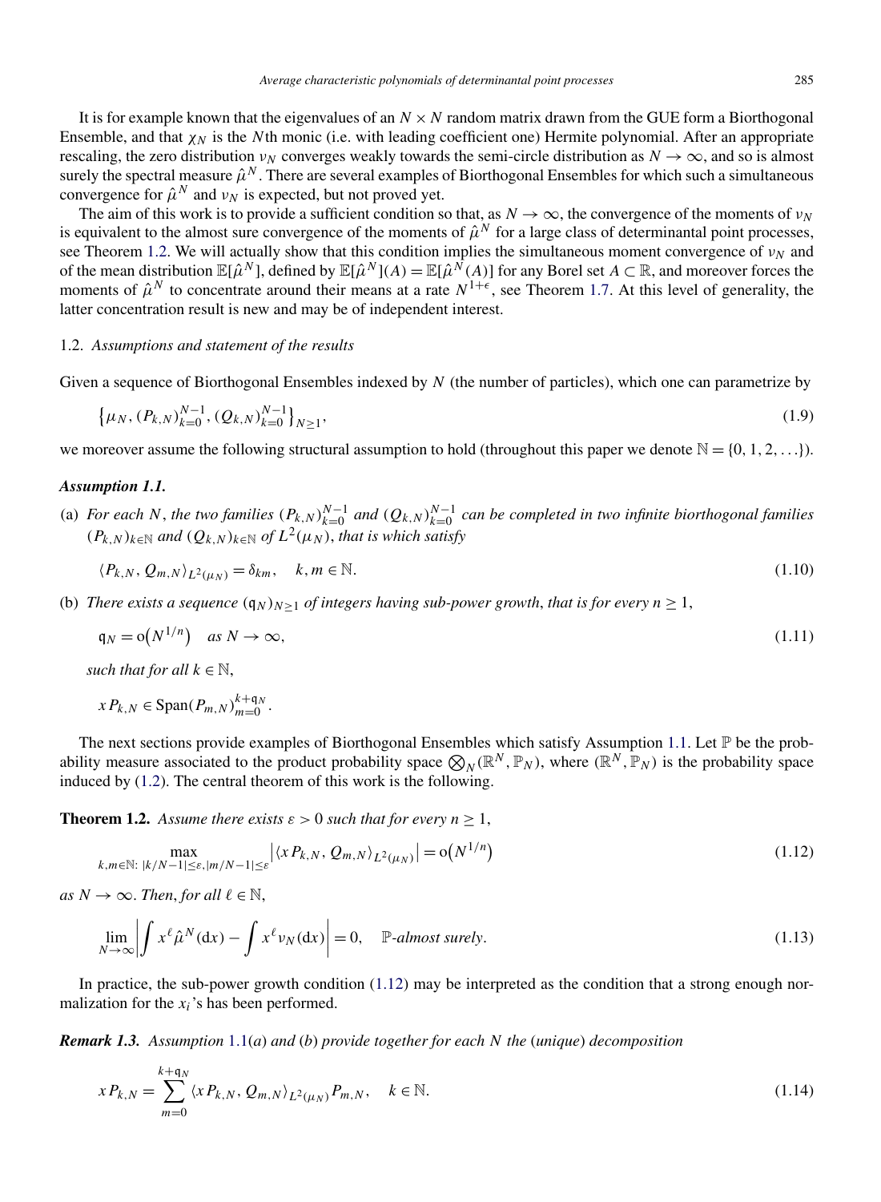It is for example known that the eigenvalues of an $N \times N$ random matrix drawn from the GUE form a Biorthogonal Ensemble, and that $\chi_N$ is the $N$th monic (i.e. with leading coefficient one) Hermite polynomial. After an appropriate rescaling, the zero distribution $\nu_N$ converges weakly towards the semi-circle distribution as $N \to \infty$, and so is almost surely the spectral measure $\hat{\mu}^N$. There are several examples of Biorthogonal Ensembles for which such a simultaneous convergence for $\hat{\mu}^N$ and $\nu_N$ is expected, but not proved yet.

The aim of this work is to provide a sufficient condition so that, as $N \to \infty$, the convergence of the moments of $\nu_N$ is equivalent to the almost sure convergence of the moments of $\hat{\mu}^N$ for a large class of determinantal point processes, see Theorem 1.2. We will actually show that this condition implies the simultaneous moment convergence of $\nu_N$ and of the mean distribution $\mathbb{E}[\hat{\mu}^N]$, defined by $\mathbb{E}[\hat{\mu}^N](A) = \mathbb{E}[\hat{\mu}^N(A)]$ for any Borel set $A \subset \mathbb{R}$, and moreover forces the moments of $\hat{\mu}^N$ to concentrate around their means at a rate $N^{1+\epsilon}$, see Theorem 1.7. At this level of generality, the latter concentration result is new and may be of independent interest.

## 1.2. *Assumptions and statement of the results*

Given a sequence of Biorthogonal Ensembles indexed by $N$ (the number of particles), which one can parametrize by

$$\left\{\mu_N, (P_{k,N})_{k=0}^{N-1}, (Q_{k,N})_{k=0}^{N-1}\right\}_{N\geq 1}, \tag{1.9}$$

we moreover assume the following structural assumption to hold (throughout this paper we denote $\mathbb{N} = \{0, 1, 2, \ldots\}$).

***Assumption 1.1.***

(a) *For each $N$, the two families $(P_{k,N})_{k=0}^{N-1}$ and $(Q_{k,N})_{k=0}^{N-1}$ can be completed in two infinite biorthogonal families $(P_{k,N})_{k\in\mathbb{N}}$ and $(Q_{k,N})_{k\in\mathbb{N}}$ of $L^2(\mu_N)$, that is which satisfy*

$$\langle P_{k,N}, Q_{m,N}\rangle_{L^2(\mu_N)} = \delta_{km}, \quad k, m \in \mathbb{N}. \tag{1.10}$$

(b) *There exists a sequence $(\mathfrak{q}_N)_{N\geq 1}$ of integers having sub-power growth, that is for every $n \geq 1$,*

$$\mathfrak{q}_N = \mathrm{o}\big(N^{1/n}\big) \quad \text{as } N \to \infty, \tag{1.11}$$

*such that for all $k \in \mathbb{N}$,*

$$x P_{k,N} \in \operatorname{Span}(P_{m,N})_{m=0}^{k+\mathfrak{q}_N}.$$

The next sections provide examples of Biorthogonal Ensembles which satisfy Assumption 1.1. Let $\mathbb{P}$ be the probability measure associated to the product probability space $\bigotimes_N(\mathbb{R}^N, \mathbb{P}_N)$, where $(\mathbb{R}^N, \mathbb{P}_N)$ is the probability space induced by (1.2). The central theorem of this work is the following.

**Theorem 1.2.** *Assume there exists $\varepsilon > 0$ such that for every $n \geq 1$,*

$$\max_{k,m\in\mathbb{N}:\ |k/N-1|\leq\varepsilon, |m/N-1|\leq\varepsilon} \left|\langle x P_{k,N}, Q_{m,N}\rangle_{L^2(\mu_N)}\right| = \mathrm{o}\big(N^{1/n}\big) \tag{1.12}$$

*as $N \to \infty$. Then, for all $\ell \in \mathbb{N}$,*

$$\lim_{N\to\infty}\left|\int x^\ell \hat{\mu}^N(\mathrm{d}x) - \int x^\ell \nu_N(\mathrm{d}x)\right| = 0, \quad \mathbb{P}\text{-almost surely}. \tag{1.13}$$

In practice, the sub-power growth condition (1.12) may be interpreted as the condition that a strong enough normalization for the $x_i$'s has been performed.

***Remark 1.3.*** *Assumption 1.1(a) and (b) provide together for each $N$ the (unique) decomposition*

$$x P_{k,N} = \sum_{m=0}^{k+\mathfrak{q}_N} \langle x P_{k,N}, Q_{m,N}\rangle_{L^2(\mu_N)} P_{m,N}, \quad k \in \mathbb{N}. \tag{1.14}$$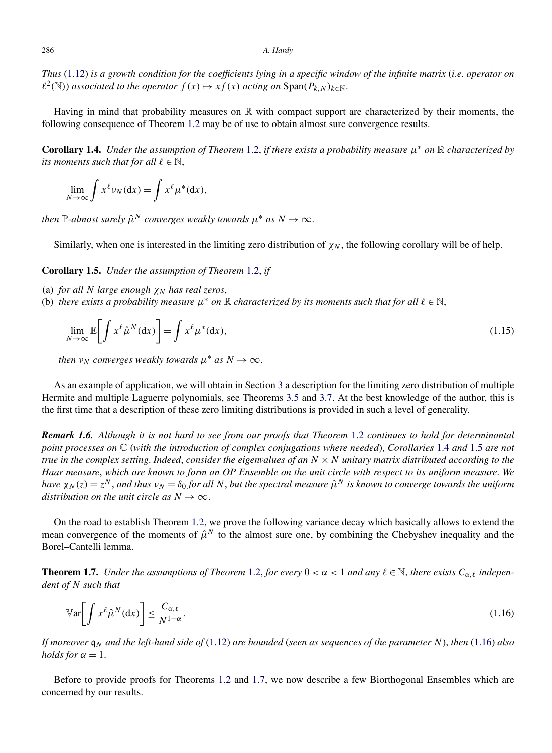*Thus* (1.12) *is a growth condition for the coefficients lying in a specific window of the infinite matrix* (*i.e. operator on* $\ell^2(\mathbb{N})$) *associated to the operator* $f(x) \mapsto xf(x)$ *acting on* $\mathrm{Span}(P_{k,N})_{k\in\mathbb{N}}$.

Having in mind that probability measures on $\mathbb{R}$ with compact support are characterized by their moments, the following consequence of Theorem 1.2 may be of use to obtain almost sure convergence results.

**Corollary 1.4.** *Under the assumption of Theorem* 1.2, *if there exists a probability measure* $\mu^*$ *on* $\mathbb{R}$ *characterized by its moments such that for all* $\ell \in \mathbb{N}$,

$$\lim_{N\to\infty} \int x^\ell \nu_N(\mathrm{d}x) = \int x^\ell \mu^*(\mathrm{d}x),$$

*then* $\mathbb{P}$-*almost surely* $\hat{\mu}^N$ *converges weakly towards* $\mu^*$ *as* $N \to \infty$.

Similarly, when one is interested in the limiting zero distribution of $\chi_N$, the following corollary will be of help.

**Corollary 1.5.** *Under the assumption of Theorem* 1.2, *if*

(a) *for all* $N$ *large enough* $\chi_N$ *has real zeros*,
(b) *there exists a probability measure* $\mu^*$ *on* $\mathbb{R}$ *characterized by its moments such that for all* $\ell \in \mathbb{N}$,

$$\lim_{N\to\infty} \mathbb{E}\left[\int x^\ell \hat{\mu}^N(\mathrm{d}x)\right] = \int x^\ell \mu^*(\mathrm{d}x), \tag{1.15}$$

*then* $\nu_N$ *converges weakly towards* $\mu^*$ *as* $N \to \infty$.

As an example of application, we will obtain in Section 3 a description for the limiting zero distribution of multiple Hermite and multiple Laguerre polynomials, see Theorems 3.5 and 3.7. At the best knowledge of the author, this is the first time that a description of these zero limiting distributions is provided in such a level of generality.

***Remark 1.6.*** *Although it is not hard to see from our proofs that Theorem* 1.2 *continues to hold for determinantal point processes on* $\mathbb{C}$ (*with the introduction of complex conjugations where needed*), *Corollaries* 1.4 *and* 1.5 *are not true in the complex setting. Indeed, consider the eigenvalues of an* $N \times N$ *unitary matrix distributed according to the Haar measure, which are known to form an OP Ensemble on the unit circle with respect to its uniform measure. We have* $\chi_N(z) = z^N$, *and thus* $\nu_N = \delta_0$ *for all* $N$, *but the spectral measure* $\hat{\mu}^N$ *is known to converge towards the uniform distribution on the unit circle as* $N \to \infty$.

On the road to establish Theorem 1.2, we prove the following variance decay which basically allows to extend the mean convergence of the moments of $\hat{\mu}^N$ to the almost sure one, by combining the Chebyshev inequality and the Borel–Cantelli lemma.

**Theorem 1.7.** *Under the assumptions of Theorem* 1.2, *for every* $0 < \alpha < 1$ *and any* $\ell \in \mathbb{N}$, *there exists* $C_{\alpha,\ell}$ *independent of* $N$ *such that*

$$\mathbb{V}\mathrm{ar}\left[\int x^\ell \hat{\mu}^N(\mathrm{d}x)\right] \le \frac{C_{\alpha,\ell}}{N^{1+\alpha}}. \tag{1.16}$$

*If moreover* $\mathfrak{q}_N$ *and the left-hand side of* (1.12) *are bounded* (*seen as sequences of the parameter* $N$), *then* (1.16) *also holds for* $\alpha = 1$.

Before to provide proofs for Theorems 1.2 and 1.7, we now describe a few Biorthogonal Ensembles which are concerned by our results.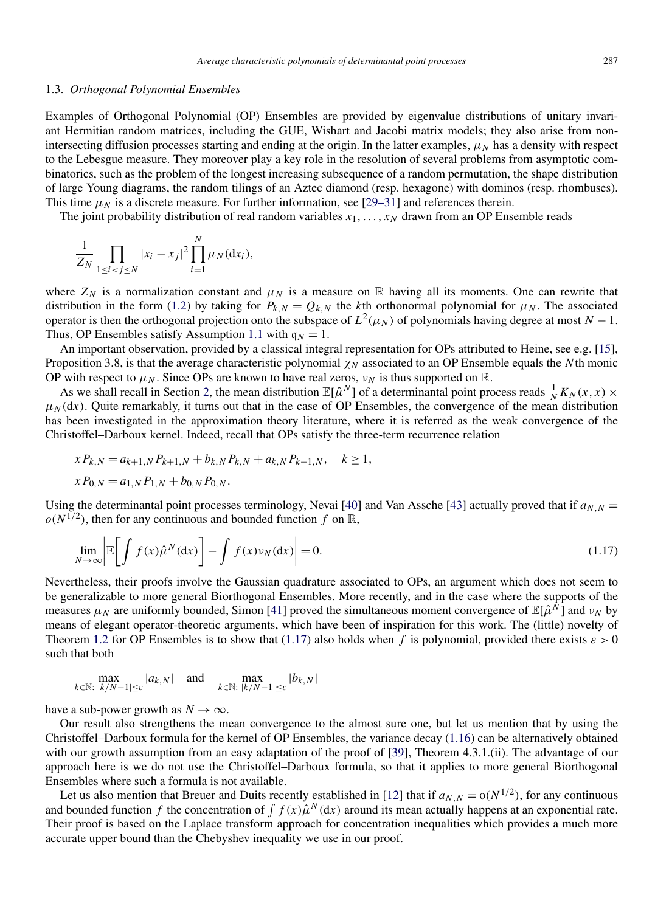### 1.3. *Orthogonal Polynomial Ensembles*

Examples of Orthogonal Polynomial (OP) Ensembles are provided by eigenvalue distributions of unitary invariant Hermitian random matrices, including the GUE, Wishart and Jacobi matrix models; they also arise from non-intersecting diffusion processes starting and ending at the origin. In the latter examples, $\mu_N$ has a density with respect to the Lebesgue measure. They moreover play a key role in the resolution of several problems from asymptotic combinatorics, such as the problem of the longest increasing subsequence of a random permutation, the shape distribution of large Young diagrams, the random tilings of an Aztec diamond (resp. hexagone) with dominos (resp. rhombuses). This time $\mu_N$ is a discrete measure. For further information, see [29–31] and references therein.

The joint probability distribution of real random variables $x_1, \dots, x_N$ drawn from an OP Ensemble reads

$$\frac{1}{Z_N} \prod_{1 \le i < j \le N} |x_i - x_j|^2 \prod_{i=1}^{N} \mu_N(\mathrm{d}x_i),$$

where $Z_N$ is a normalization constant and $\mu_N$ is a measure on $\mathbb{R}$ having all its moments. One can rewrite that distribution in the form (1.2) by taking for $P_{k,N} = Q_{k,N}$ the $k$th orthonormal polynomial for $\mu_N$. The associated operator is then the orthogonal projection onto the subspace of $L^2(\mu_N)$ of polynomials having degree at most $N-1$. Thus, OP Ensembles satisfy Assumption 1.1 with $\mathfrak{q}_N = 1$.

An important observation, provided by a classical integral representation for OPs attributed to Heine, see e.g. [15], Proposition 3.8, is that the average characteristic polynomial $\chi_N$ associated to an OP Ensemble equals the $N$th monic OP with respect to $\mu_N$. Since OPs are known to have real zeros, $\nu_N$ is thus supported on $\mathbb{R}$.

As we shall recall in Section 2, the mean distribution $\mathbb{E}[\hat{\mu}^N]$ of a determinantal point process reads $\frac{1}{N} K_N(x,x) \times \mu_N(\mathrm{d}x)$. Quite remarkably, it turns out that in the case of OP Ensembles, the convergence of the mean distribution has been investigated in the approximation theory literature, where it is referred as the weak convergence of the Christoffel–Darboux kernel. Indeed, recall that OPs satisfy the three-term recurrence relation

$$\begin{aligned}
&x P_{k,N} = a_{k+1,N} P_{k+1,N} + b_{k,N} P_{k,N} + a_{k,N} P_{k-1,N}, \quad k \ge 1, \\
&x P_{0,N} = a_{1,N} P_{1,N} + b_{0,N} P_{0,N}.
\end{aligned}$$

Using the determinantal point processes terminology, Nevai [40] and Van Assche [43] actually proved that if $a_{N,N} = o(N^{1/2})$, then for any continuous and bounded function $f$ on $\mathbb{R}$,

$$\lim_{N \to \infty} \left| \mathbb{E}\left[ \int f(x) \hat{\mu}^N(\mathrm{d}x) \right] - \int f(x) \nu_N(\mathrm{d}x) \right| = 0. \tag{1.17}$$

Nevertheless, their proofs involve the Gaussian quadrature associated to OPs, an argument which does not seem to be generalizable to more general Biorthogonal Ensembles. More recently, and in the case where the supports of the measures $\mu_N$ are uniformly bounded, Simon [41] proved the simultaneous moment convergence of $\mathbb{E}[\hat{\mu}^N]$ and $\nu_N$ by means of elegant operator-theoretic arguments, which have been of inspiration for this work. The (little) novelty of Theorem 1.2 for OP Ensembles is to show that (1.17) also holds when $f$ is polynomial, provided there exists $\varepsilon > 0$ such that both

$$\max_{k \in \mathbb{N}:\ |k/N - 1| \le \varepsilon} |a_{k,N}| \quad \text{and} \quad \max_{k \in \mathbb{N}:\ |k/N - 1| \le \varepsilon} |b_{k,N}|$$

have a sub-power growth as $N \to \infty$.

Our result also strengthens the mean convergence to the almost sure one, but let us mention that by using the Christoffel–Darboux formula for the kernel of OP Ensembles, the variance decay (1.16) can be alternatively obtained with our growth assumption from an easy adaptation of the proof of [39], Theorem 4.3.1.(ii). The advantage of our approach here is we do not use the Christoffel–Darboux formula, so that it applies to more general Biorthogonal Ensembles where such a formula is not available.

Let us also mention that Breuer and Duits recently established in [12] that if $a_{N,N} = \mathrm{o}(N^{1/2})$, for any continuous and bounded function $f$ the concentration of $\int f(x) \hat{\mu}^N(\mathrm{d}x)$ around its mean actually happens at an exponential rate. Their proof is based on the Laplace transform approach for concentration inequalities which provides a much more accurate upper bound than the Chebyshev inequality we use in our proof.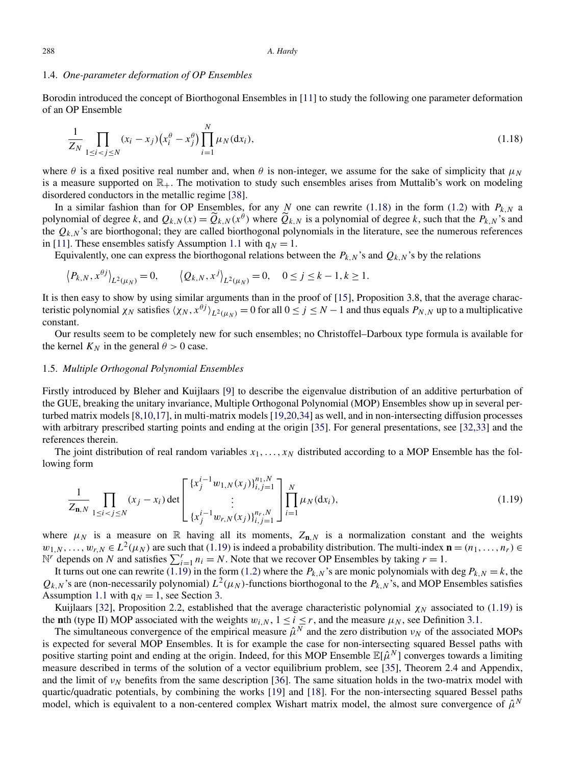### 1.4. *One-parameter deformation of OP Ensembles*

Borodin introduced the concept of Biorthogonal Ensembles in [11] to study the following one parameter deformation of an OP Ensemble

$$\frac{1}{Z_N}\prod_{1\le i<j\le N}(x_i-x_j)\big(x_i^\theta-x_j^\theta\big)\prod_{i=1}^N \mu_N(\mathrm{d}x_i), \tag{1.18}$$

where $\theta$ is a fixed positive real number and, when $\theta$ is non-integer, we assume for the sake of simplicity that $\mu_N$ is a measure supported on $\mathbb{R}_+$. The motivation to study such ensembles arises from Muttalib's work on modeling disordered conductors in the metallic regime [38].

In a similar fashion than for OP Ensembles, for any $N$ one can rewrite (1.18) in the form (1.2) with $P_{k,N}$ a polynomial of degree $k$, and $Q_{k,N}(x)=\widetilde{Q}_{k,N}(x^\theta)$ where $\widetilde{Q}_{k,N}$ is a polynomial of degree $k$, such that the $P_{k,N}$'s and the $Q_{k,N}$'s are biorthogonal; they are called biorthogonal polynomials in the literature, see the numerous references in [11]. These ensembles satisfy Assumption 1.1 with $\mathfrak{q}_N=1$.

Equivalently, one can express the biorthogonal relations between the $P_{k,N}$'s and $Q_{k,N}$'s by the relations

$$\big\langle P_{k,N},x^{\theta j}\big\rangle_{L^2(\mu_N)}=0,\qquad \big\langle Q_{k,N},x^{j}\big\rangle_{L^2(\mu_N)}=0,\quad 0\le j\le k-1, k\ge 1.$$

It is then easy to show by using similar arguments than in the proof of [15], Proposition 3.8, that the average characteristic polynomial $\chi_N$ satisfies $\langle \chi_N,x^{\theta j}\rangle_{L^2(\mu_N)}=0$ for all $0\le j\le N-1$ and thus equals $P_{N,N}$ up to a multiplicative constant.

Our results seem to be completely new for such ensembles; no Christoffel–Darboux type formula is available for the kernel $K_N$ in the general $\theta>0$ case.

### 1.5. *Multiple Orthogonal Polynomial Ensembles*

Firstly introduced by Bleher and Kuijlaars [9] to describe the eigenvalue distribution of an additive perturbation of the GUE, breaking the unitary invariance, Multiple Orthogonal Polynomial (MOP) Ensembles show up in several perturbed matrix models [8,10,17], in multi-matrix models [19,20,34] as well, and in non-intersecting diffusion processes with arbitrary prescribed starting points and ending at the origin [35]. For general presentations, see [32,33] and the references therein.

The joint distribution of real random variables $x_1,\dots,x_N$ distributed according to a MOP Ensemble has the following form

$$\frac{1}{Z_{\mathbf{n},N}}\prod_{1\le i<j\le N}(x_j-x_i)\det\begin{bmatrix}\{x_j^{i-1}w_{1,N}(x_j)\}_{i,j=1}^{n_1,N}\\ \vdots\\ \{x_j^{i-1}w_{r,N}(x_j)\}_{i,j=1}^{n_r,N}\end{bmatrix}\prod_{i=1}^N\mu_N(\mathrm{d}x_i), \tag{1.19}$$

where $\mu_N$ is a measure on $\mathbb{R}$ having all its moments, $Z_{\mathbf{n},N}$ is a normalization constant and the weights $w_{1,N},\dots,w_{r,N}\in L^2(\mu_N)$ are such that (1.19) is indeed a probability distribution. The multi-index $\mathbf{n}=(n_1,\dots,n_r)\in\mathbb{N}^r$ depends on $N$ and satisfies $\sum_{i=1}^r n_i=N$. Note that we recover OP Ensembles by taking $r=1$.

It turns out one can rewrite (1.19) in the form (1.2) where the $P_{k,N}$'s are monic polynomials with $\deg P_{k,N}=k$, the $Q_{k,N}$'s are (non-necessarily polynomial) $L^2(\mu_N)$-functions biorthogonal to the $P_{k,N}$'s, and MOP Ensembles satisfies Assumption 1.1 with $\mathfrak{q}_N=1$, see Section 3.

Kuijlaars [32], Proposition 2.2, established that the average characteristic polynomial $\chi_N$ associated to (1.19) is the $\mathbf{n}$th (type II) MOP associated with the weights $w_{i,N}$, $1\le i\le r$, and the measure $\mu_N$, see Definition 3.1.

The simultaneous convergence of the empirical measure $\hat{\mu}^N$ and the zero distribution $\nu_N$ of the associated MOPs is expected for several MOP Ensembles. It is for example the case for non-intersecting squared Bessel paths with positive starting point and ending at the origin. Indeed, for this MOP Ensemble $\mathbb{E}[\hat{\mu}^N]$ converges towards a limiting measure described in terms of the solution of a vector equilibrium problem, see [35], Theorem 2.4 and Appendix, and the limit of $\nu_N$ benefits from the same description [36]. The same situation holds in the two-matrix model with quartic/quadratic potentials, by combining the works [19] and [18]. For the non-intersecting squared Bessel paths model, which is equivalent to a non-centered complex Wishart matrix model, the almost sure convergence of $\hat{\mu}^N$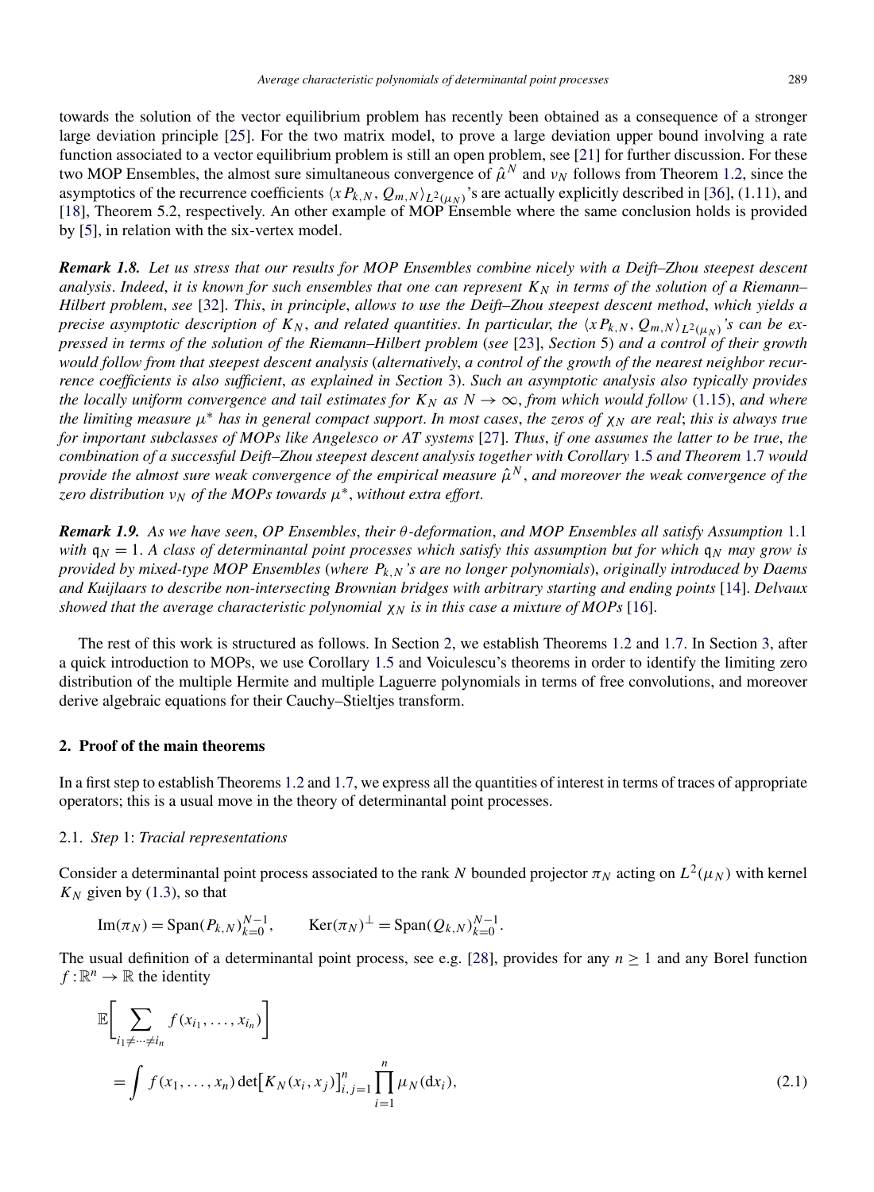towards the solution of the vector equilibrium problem has recently been obtained as a consequence of a stronger large deviation principle [25]. For the two matrix model, to prove a large deviation upper bound involving a rate function associated to a vector equilibrium problem is still an open problem, see [21] for further discussion. For these two MOP Ensembles, the almost sure simultaneous convergence of $\hat{\mu}^N$ and $\nu_N$ follows from Theorem 1.2, since the asymptotics of the recurrence coefficients $\langle xP_{k,N}, Q_{m,N}\rangle_{L^2(\mu_N)}$'s are actually explicitly described in [36], (1.11), and [18], Theorem 5.2, respectively. An other example of MOP Ensemble where the same conclusion holds is provided by [5], in relation with the six-vertex model.

***Remark 1.8.*** *Let us stress that our results for MOP Ensembles combine nicely with a Deift–Zhou steepest descent analysis. Indeed, it is known for such ensembles that one can represent $K_N$ in terms of the solution of a Riemann–Hilbert problem, see [32]. This, in principle, allows to use the Deift–Zhou steepest descent method, which yields a precise asymptotic description of $K_N$, and related quantities. In particular, the $\langle xP_{k,N}, Q_{m,N}\rangle_{L^2(\mu_N)}$'s can be expressed in terms of the solution of the Riemann–Hilbert problem (see [23], Section 5) and a control of their growth would follow from that steepest descent analysis (alternatively, a control of the growth of the nearest neighbor recurrence coefficients is also sufficient, as explained in Section 3). Such an asymptotic analysis also typically provides the locally uniform convergence and tail estimates for $K_N$ as $N\to\infty$, from which would follow (1.15), and where the limiting measure $\mu^*$ has in general compact support. In most cases, the zeros of $\chi_N$ are real; this is always true for important subclasses of MOPs like Angelesco or AT systems [27]. Thus, if one assumes the latter to be true, the combination of a successful Deift–Zhou steepest descent analysis together with Corollary 1.5 and Theorem 1.7 would provide the almost sure weak convergence of the empirical measure $\hat{\mu}^N$, and moreover the weak convergence of the zero distribution $\nu_N$ of the MOPs towards $\mu^*$, without extra effort.*

***Remark 1.9.*** *As we have seen, OP Ensembles, their $\theta$-deformation, and MOP Ensembles all satisfy Assumption 1.1 with $\mathfrak{q}_N = 1$. A class of determinantal point processes which satisfy this assumption but for which $\mathfrak{q}_N$ may grow is provided by mixed-type MOP Ensembles (where $P_{k,N}$'s are no longer polynomials), originally introduced by Daems and Kuijlaars to describe non-intersecting Brownian bridges with arbitrary starting and ending points [14]. Delvaux showed that the average characteristic polynomial $\chi_N$ is in this case a mixture of MOPs [16].*

The rest of this work is structured as follows. In Section 2, we establish Theorems 1.2 and 1.7. In Section 3, after a quick introduction to MOPs, we use Corollary 1.5 and Voiculescu's theorems in order to identify the limiting zero distribution of the multiple Hermite and multiple Laguerre polynomials in terms of free convolutions, and moreover derive algebraic equations for their Cauchy–Stieltjes transform.

## 2. Proof of the main theorems

In a first step to establish Theorems 1.2 and 1.7, we express all the quantities of interest in terms of traces of appropriate operators; this is a usual move in the theory of determinantal point processes.

### 2.1. *Step* 1: *Tracial representations*

Consider a determinantal point process associated to the rank $N$ bounded projector $\pi_N$ acting on $L^2(\mu_N)$ with kernel $K_N$ given by (1.3), so that

$$\operatorname{Im}(\pi_N) = \operatorname{Span}(P_{k,N})_{k=0}^{N-1}, \qquad \operatorname{Ker}(\pi_N)^{\perp} = \operatorname{Span}(Q_{k,N})_{k=0}^{N-1}.$$

The usual definition of a determinantal point process, see e.g. [28], provides for any $n\geq 1$ and any Borel function $f:\mathbb{R}^n\to\mathbb{R}$ the identity

$$\mathbb{E}\Bigg[\sum_{i_1\neq\cdots\neq i_n} f(x_{i_1},\ldots,x_{i_n})\Bigg] = \int f(x_1,\ldots,x_n)\det\big[K_N(x_i,x_j)\big]_{i,j=1}^n \prod_{i=1}^n \mu_N(\mathrm{d}x_i), \tag{2.1}$$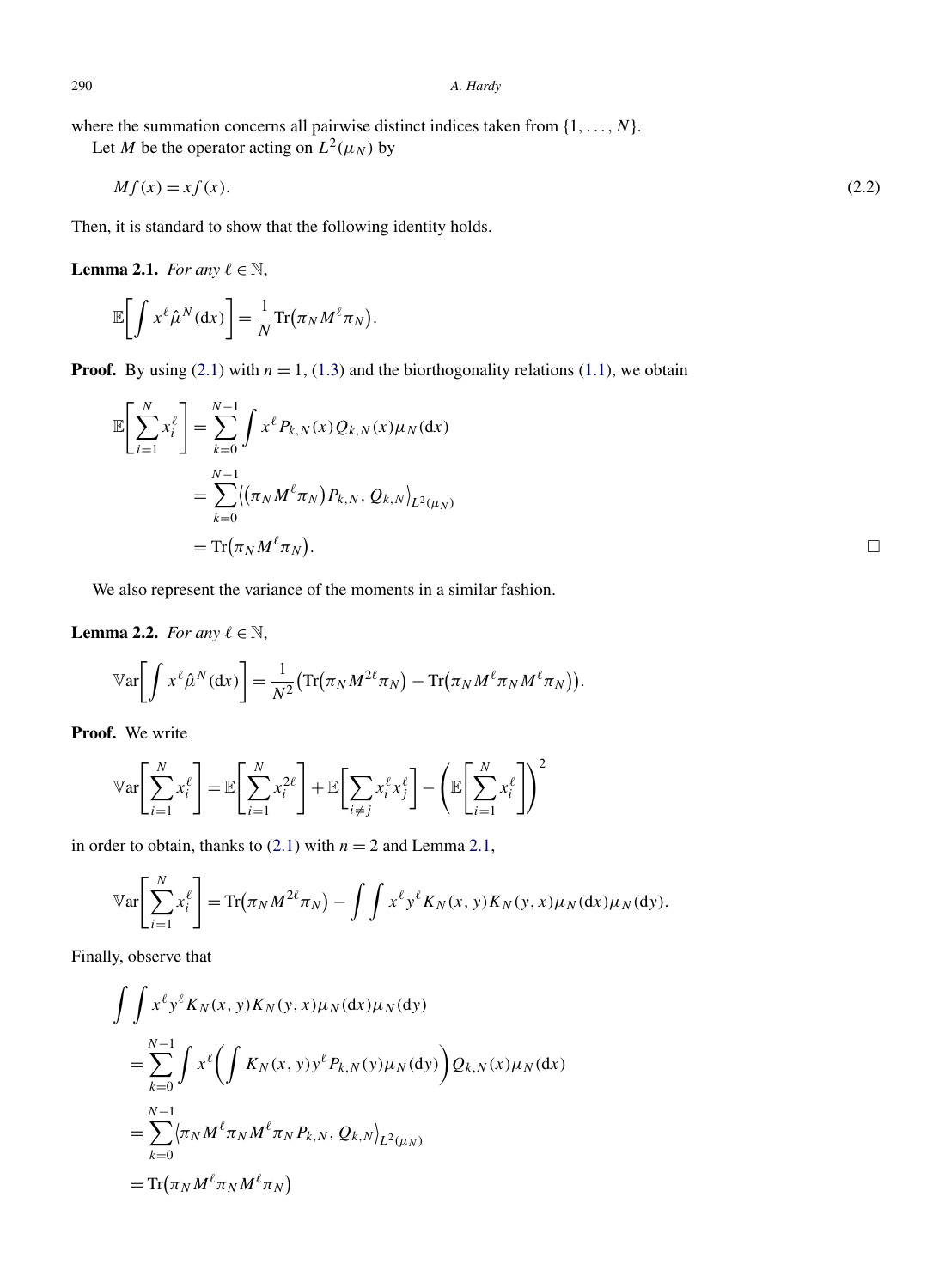where the summation concerns all pairwise distinct indices taken from $\{1, \dots, N\}$.

Let $M$ be the operator acting on $L^2(\mu_N)$ by

$$Mf(x) = xf(x). \tag{2.2}$$

Then, it is standard to show that the following identity holds.

**Lemma 2.1.** *For any $\ell \in \mathbb{N}$,*

$$\mathbb{E}\left[\int x^\ell \hat{\mu}^N(\mathrm{d}x)\right] = \frac{1}{N}\mathrm{Tr}\big(\pi_N M^\ell \pi_N\big).$$

**Proof.** By using (2.1) with $n = 1$, (1.3) and the biorthogonality relations (1.1), we obtain

$$\begin{aligned}
\mathbb{E}\left[\sum_{i=1}^N x_i^\ell\right] &= \sum_{k=0}^{N-1} \int x^\ell P_{k,N}(x) Q_{k,N}(x) \mu_N(\mathrm{d}x) \\
&= \sum_{k=0}^{N-1} \big\langle \big(\pi_N M^\ell \pi_N\big) P_{k,N}, Q_{k,N} \big\rangle_{L^2(\mu_N)} \\
&= \mathrm{Tr}\big(\pi_N M^\ell \pi_N\big).
\end{aligned}$$

□

We also represent the variance of the moments in a similar fashion.

**Lemma 2.2.** *For any $\ell \in \mathbb{N}$,*

$$\mathbb{V}\mathrm{ar}\left[\int x^\ell \hat{\mu}^N(\mathrm{d}x)\right] = \frac{1}{N^2}\big(\mathrm{Tr}\big(\pi_N M^{2\ell}\pi_N\big) - \mathrm{Tr}\big(\pi_N M^\ell \pi_N M^\ell \pi_N\big)\big).$$

**Proof.** We write

$$\mathbb{V}\mathrm{ar}\left[\sum_{i=1}^N x_i^\ell\right] = \mathbb{E}\left[\sum_{i=1}^N x_i^{2\ell}\right] + \mathbb{E}\left[\sum_{i \neq j} x_i^\ell x_j^\ell\right] - \left(\mathbb{E}\left[\sum_{i=1}^N x_i^\ell\right]\right)^2$$

in order to obtain, thanks to (2.1) with $n = 2$ and Lemma 2.1,

$$\mathbb{V}\mathrm{ar}\left[\sum_{i=1}^N x_i^\ell\right] = \mathrm{Tr}\big(\pi_N M^{2\ell}\pi_N\big) - \int\int x^\ell y^\ell K_N(x,y) K_N(y,x) \mu_N(\mathrm{d}x)\mu_N(\mathrm{d}y).$$

Finally, observe that

$$\begin{aligned}
&\int\int x^\ell y^\ell K_N(x,y)K_N(y,x)\mu_N(\mathrm{d}x)\mu_N(\mathrm{d}y) \\
&\quad = \sum_{k=0}^{N-1} \int x^\ell \left(\int K_N(x,y) y^\ell P_{k,N}(y)\mu_N(\mathrm{d}y)\right) Q_{k,N}(x)\mu_N(\mathrm{d}x) \\
&\quad = \sum_{k=0}^{N-1} \big\langle \pi_N M^\ell \pi_N M^\ell \pi_N P_{k,N}, Q_{k,N} \big\rangle_{L^2(\mu_N)} \\
&\quad = \mathrm{Tr}\big(\pi_N M^\ell \pi_N M^\ell \pi_N\big)
\end{aligned}$$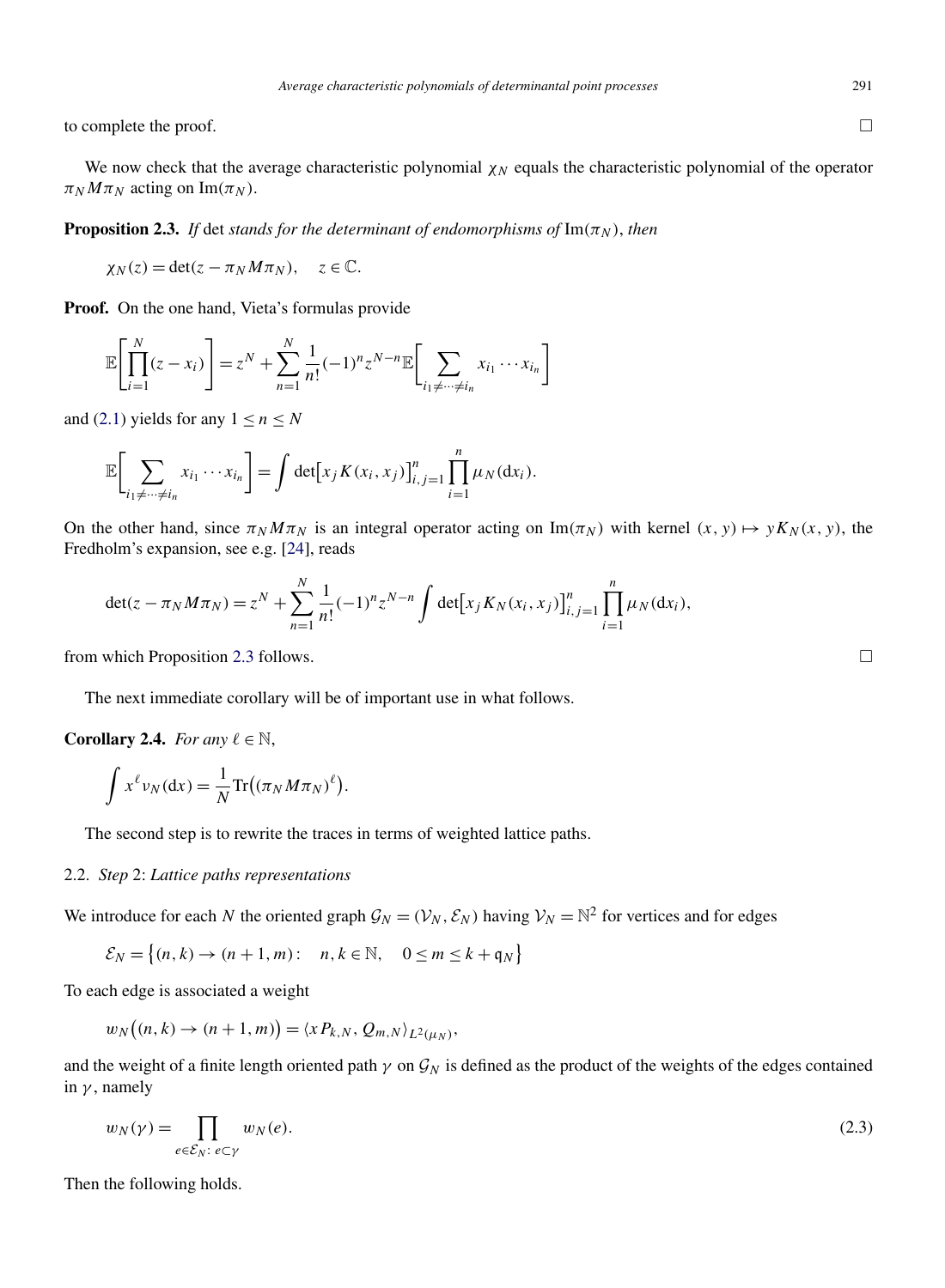to complete the proof. □

We now check that the average characteristic polynomial $\chi_N$ equals the characteristic polynomial of the operator $\pi_N M \pi_N$ acting on $\mathrm{Im}(\pi_N)$.

**Proposition 2.3.** *If* det *stands for the determinant of endomorphisms of* $\mathrm{Im}(\pi_N)$, *then*

$$\chi_N(z) = \det(z - \pi_N M \pi_N), \quad z \in \mathbb{C}.$$

**Proof.** On the one hand, Vieta's formulas provide

$$\mathbb{E}\left[\prod_{i=1}^{N}(z - x_i)\right] = z^N + \sum_{n=1}^{N} \frac{1}{n!}(-1)^n z^{N-n} \mathbb{E}\left[\sum_{i_1 \neq \cdots \neq i_n} x_{i_1} \cdots x_{i_n}\right]$$

and (2.1) yields for any $1 \le n \le N$

$$\mathbb{E}\left[\sum_{i_1 \neq \cdots \neq i_n} x_{i_1} \cdots x_{i_n}\right] = \int \det\left[x_j K(x_i, x_j)\right]_{i,j=1}^{n} \prod_{i=1}^{n} \mu_N(\mathrm{d}x_i).$$

On the other hand, since $\pi_N M \pi_N$ is an integral operator acting on $\mathrm{Im}(\pi_N)$ with kernel $(x, y) \mapsto y K_N(x, y)$, the Fredholm's expansion, see e.g. [24], reads

$$\det(z - \pi_N M \pi_N) = z^N + \sum_{n=1}^{N} \frac{1}{n!}(-1)^n z^{N-n} \int \det\left[x_j K_N(x_i, x_j)\right]_{i,j=1}^{n} \prod_{i=1}^{n} \mu_N(\mathrm{d}x_i),$$

from which Proposition 2.3 follows. □

The next immediate corollary will be of important use in what follows.

**Corollary 2.4.** *For any* $\ell \in \mathbb{N}$,

$$\int x^\ell \nu_N(\mathrm{d}x) = \frac{1}{N} \mathrm{Tr}\big((\pi_N M \pi_N)^\ell\big).$$

The second step is to rewrite the traces in terms of weighted lattice paths.

### 2.2. *Step* 2: *Lattice paths representations*

We introduce for each $N$ the oriented graph $\mathcal{G}_N = (\mathcal{V}_N, \mathcal{E}_N)$ having $\mathcal{V}_N = \mathbb{N}^2$ for vertices and for edges

$$\mathcal{E}_N = \big\{(n, k) \to (n+1, m) : \quad n, k \in \mathbb{N}, \quad 0 \le m \le k + \mathfrak{q}_N\big\}$$

To each edge is associated a weight

$$w_N\big((n, k) \to (n+1, m)\big) = \langle x P_{k,N}, Q_{m,N} \rangle_{L^2(\mu_N)},$$

and the weight of a finite length oriented path $\gamma$ on $\mathcal{G}_N$ is defined as the product of the weights of the edges contained in $\gamma$, namely

$$w_N(\gamma) = \prod_{e \in \mathcal{E}_N :\, e \subset \gamma} w_N(e). \tag{2.3}$$

Then the following holds.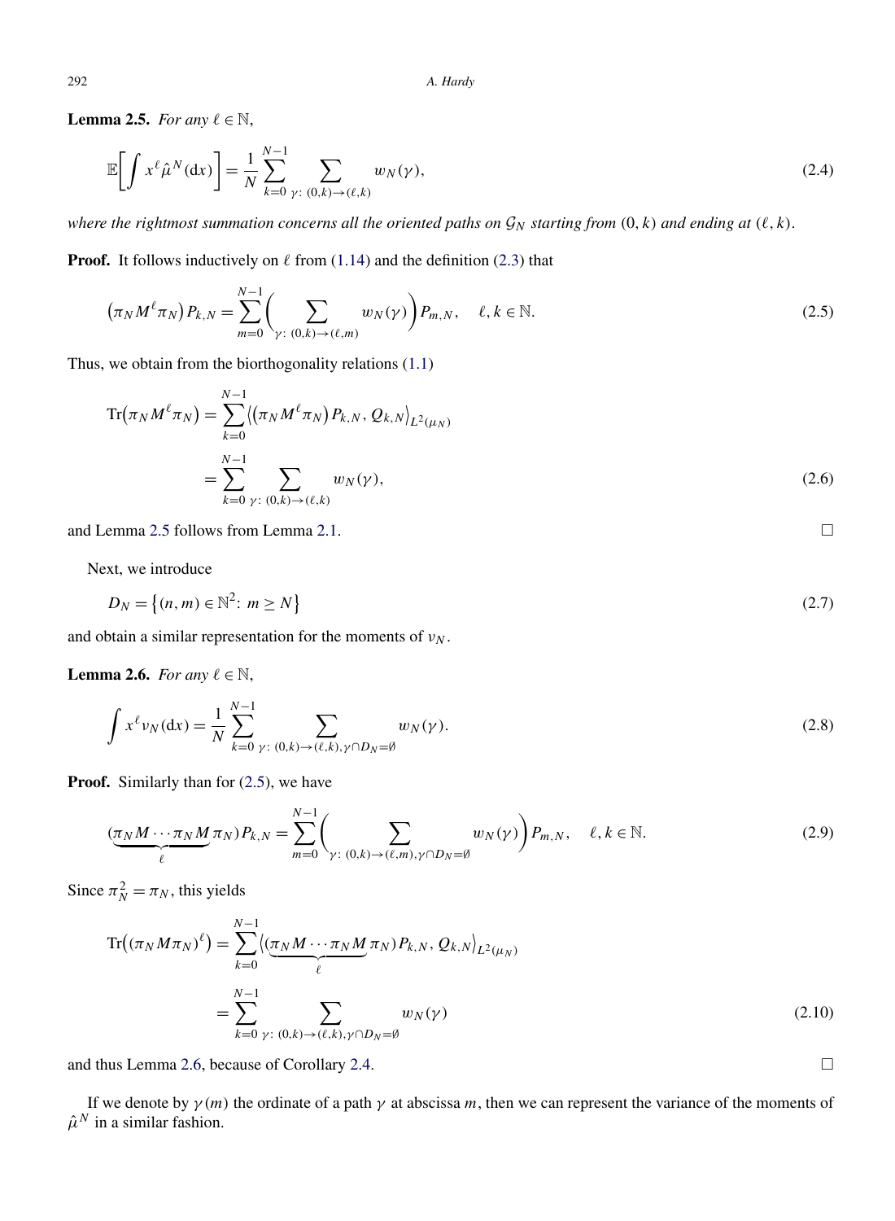**Lemma 2.5.** *For any $\ell \in \mathbb{N}$,*

$$\mathbb{E}\left[\int x^\ell \hat{\mu}^N(\mathrm{d}x)\right] = \frac{1}{N}\sum_{k=0}^{N-1}\sum_{\gamma:\,(0,k)\to(\ell,k)} w_N(\gamma), \tag{2.4}$$

*where the rightmost summation concerns all the oriented paths on $\mathcal{G}_N$ starting from $(0,k)$ and ending at $(\ell,k)$.*

**Proof.** It follows inductively on $\ell$ from (1.14) and the definition (2.3) that

$$\left(\pi_N M^\ell \pi_N\right) P_{k,N} = \sum_{m=0}^{N-1}\left(\sum_{\gamma:\,(0,k)\to(\ell,m)} w_N(\gamma)\right) P_{m,N}, \quad \ell, k \in \mathbb{N}. \tag{2.5}$$

Thus, we obtain from the biorthogonality relations (1.1)

$$\begin{aligned}\operatorname{Tr}\left(\pi_N M^\ell \pi_N\right) &= \sum_{k=0}^{N-1}\left\langle\left(\pi_N M^\ell \pi_N\right) P_{k,N}, Q_{k,N}\right\rangle_{L^2(\mu_N)} \\ &= \sum_{k=0}^{N-1}\sum_{\gamma:\,(0,k)\to(\ell,k)} w_N(\gamma),\end{aligned} \tag{2.6}$$

and Lemma 2.5 follows from Lemma 2.1. □

Next, we introduce

$$D_N = \left\{(n,m) \in \mathbb{N}^2 :\ m \geq N\right\} \tag{2.7}$$

and obtain a similar representation for the moments of $\nu_N$.

**Lemma 2.6.** *For any $\ell \in \mathbb{N}$,*

$$\int x^\ell \nu_N(\mathrm{d}x) = \frac{1}{N}\sum_{k=0}^{N-1}\sum_{\gamma:\,(0,k)\to(\ell,k),\gamma\cap D_N=\emptyset} w_N(\gamma). \tag{2.8}$$

**Proof.** Similarly than for (2.5), we have

$$(\underbrace{\pi_N M \cdots \pi_N M}_{\ell}\pi_N) P_{k,N} = \sum_{m=0}^{N-1}\left(\sum_{\gamma:\,(0,k)\to(\ell,m),\gamma\cap D_N=\emptyset} w_N(\gamma)\right) P_{m,N}, \quad \ell, k \in \mathbb{N}. \tag{2.9}$$

Since $\pi_N^2 = \pi_N$, this yields

$$\begin{aligned}\operatorname{Tr}\left((\pi_N M \pi_N)^\ell\right) &= \sum_{k=0}^{N-1}\left\langle(\underbrace{\pi_N M \cdots \pi_N M}_{\ell}\pi_N) P_{k,N}, Q_{k,N}\right\rangle_{L^2(\mu_N)} \\ &= \sum_{k=0}^{N-1}\sum_{\gamma:\,(0,k)\to(\ell,k),\gamma\cap D_N=\emptyset} w_N(\gamma)\end{aligned} \tag{2.10}$$

and thus Lemma 2.6, because of Corollary 2.4. □

If we denote by $\gamma(m)$ the ordinate of a path $\gamma$ at abscissa $m$, then we can represent the variance of the moments of $\hat{\mu}^N$ in a similar fashion.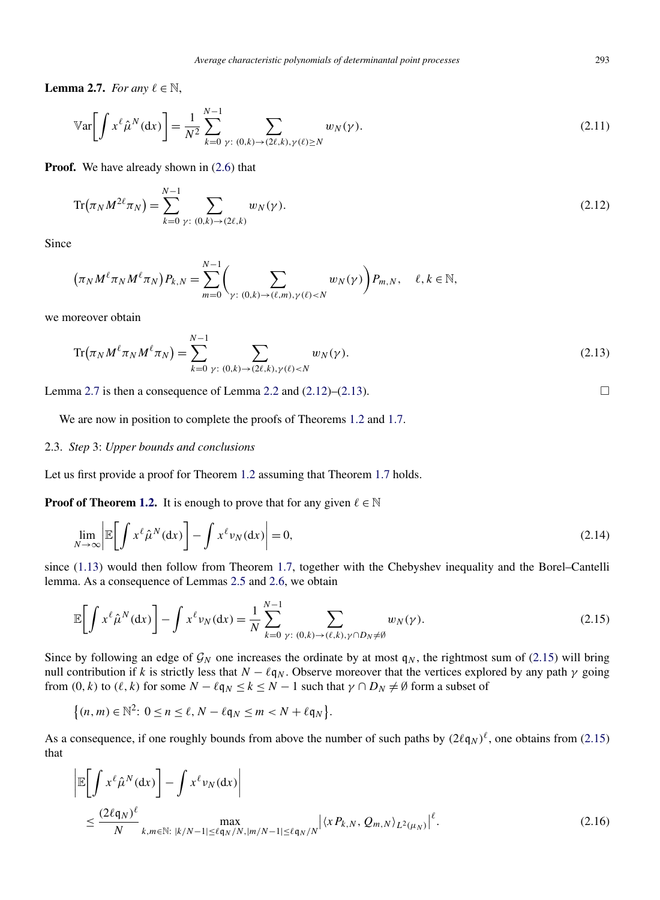**Lemma 2.7.** *For any* $\ell \in \mathbb{N}$,

$$\mathbb{V}\mathrm{ar}\left[\int x^\ell \hat{\mu}^N(\mathrm{d}x)\right] = \frac{1}{N^2}\sum_{k=0}^{N-1}\sum_{\gamma:\,(0,k)\to(2\ell,k),\gamma(\ell)\geq N} w_N(\gamma). \tag{2.11}$$

**Proof.** We have already shown in (2.6) that

$$\mathrm{Tr}\big(\pi_N M^{2\ell}\pi_N\big) = \sum_{k=0}^{N-1}\sum_{\gamma:\,(0,k)\to(2\ell,k)} w_N(\gamma). \tag{2.12}$$

Since

$$\big(\pi_N M^\ell \pi_N M^\ell \pi_N\big) P_{k,N} = \sum_{m=0}^{N-1}\bigg(\sum_{\gamma:\,(0,k)\to(\ell,m),\gamma(\ell)<N} w_N(\gamma)\bigg) P_{m,N}, \quad \ell, k \in \mathbb{N},$$

we moreover obtain

$$\mathrm{Tr}\big(\pi_N M^\ell \pi_N M^\ell \pi_N\big) = \sum_{k=0}^{N-1}\sum_{\gamma:\,(0,k)\to(2\ell,k),\gamma(\ell)<N} w_N(\gamma). \tag{2.13}$$

Lemma 2.7 is then a consequence of Lemma 2.2 and (2.12)–(2.13). $\square$

We are now in position to complete the proofs of Theorems 1.2 and 1.7.

### 2.3. *Step* 3: *Upper bounds and conclusions*

Let us first provide a proof for Theorem 1.2 assuming that Theorem 1.7 holds.

**Proof of Theorem 1.2.** It is enough to prove that for any given $\ell \in \mathbb{N}$

$$\lim_{N\to\infty}\left|\mathbb{E}\left[\int x^\ell \hat{\mu}^N(\mathrm{d}x)\right] - \int x^\ell \nu_N(\mathrm{d}x)\right| = 0, \tag{2.14}$$

since (1.13) would then follow from Theorem 1.7, together with the Chebyshev inequality and the Borel–Cantelli lemma. As a consequence of Lemmas 2.5 and 2.6, we obtain

$$\mathbb{E}\left[\int x^\ell \hat{\mu}^N(\mathrm{d}x)\right] - \int x^\ell \nu_N(\mathrm{d}x) = \frac{1}{N}\sum_{k=0}^{N-1}\sum_{\gamma:\,(0,k)\to(\ell,k),\gamma\cap D_N\neq\emptyset} w_N(\gamma). \tag{2.15}$$

Since by following an edge of $\mathcal{G}_N$ one increases the ordinate by at most $\mathfrak{q}_N$, the rightmost sum of (2.15) will bring null contribution if $k$ is strictly less that $N - \ell\mathfrak{q}_N$. Observe moreover that the vertices explored by any path $\gamma$ going from $(0,k)$ to $(\ell,k)$ for some $N - \ell\mathfrak{q}_N \leq k \leq N-1$ such that $\gamma \cap D_N \neq \emptyset$ form a subset of

$$\big\{(n,m) \in \mathbb{N}^2:\ 0 \leq n \leq \ell,\ N - \ell\mathfrak{q}_N \leq m < N + \ell\mathfrak{q}_N\big\}.$$

As a consequence, if one roughly bounds from above the number of such paths by $(2\ell\mathfrak{q}_N)^\ell$, one obtains from (2.15) that

$$\begin{aligned}
&\left|\mathbb{E}\left[\int x^\ell \hat{\mu}^N(\mathrm{d}x)\right] - \int x^\ell \nu_N(\mathrm{d}x)\right| \\
&\quad \leq \frac{(2\ell\mathfrak{q}_N)^\ell}{N}\max_{k,m\in\mathbb{N}:\,|k/N-1|\leq\ell\mathfrak{q}_N/N,|m/N-1|\leq\ell\mathfrak{q}_N/N}\big|\langle xP_{k,N}, Q_{m,N}\rangle_{L^2(\mu_N)}\big|^\ell.
\end{aligned} \tag{2.16}$$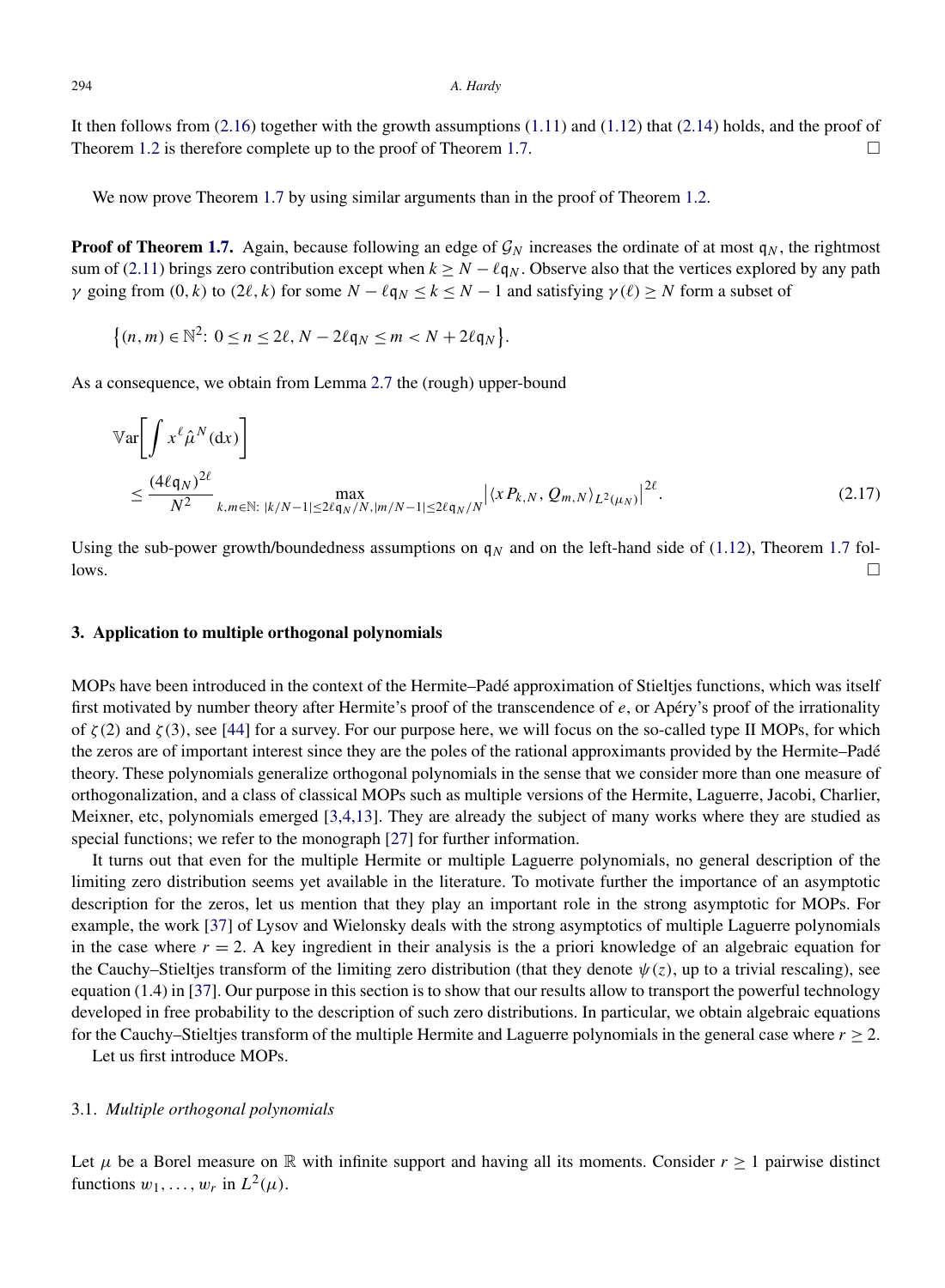It then follows from (2.16) together with the growth assumptions (1.11) and (1.12) that (2.14) holds, and the proof of Theorem 1.2 is therefore complete up to the proof of Theorem 1.7. □

We now prove Theorem 1.7 by using similar arguments than in the proof of Theorem 1.2.

**Proof of Theorem 1.7.** Again, because following an edge of $\mathcal{G}_N$ increases the ordinate of at most $\mathfrak{q}_N$, the rightmost sum of (2.11) brings zero contribution except when $k \geq N - \ell\mathfrak{q}_N$. Observe also that the vertices explored by any path $\gamma$ going from $(0,k)$ to $(2\ell,k)$ for some $N - \ell\mathfrak{q}_N \leq k \leq N-1$ and satisfying $\gamma(\ell) \geq N$ form a subset of

$$\left\{(n,m) \in \mathbb{N}^2 \colon\, 0 \leq n \leq 2\ell,\, N - 2\ell\mathfrak{q}_N \leq m < N + 2\ell\mathfrak{q}_N\right\}.$$

As a consequence, we obtain from Lemma 2.7 the (rough) upper-bound

$$\begin{aligned}
&\mathbb{V}\mathrm{ar}\left[\int x^\ell \hat{\mu}^N(\mathrm{d}x)\right] \\
&\quad \leq \frac{(4\ell\mathfrak{q}_N)^{2\ell}}{N^2} \max_{k,m\in\mathbb{N}\colon\, |k/N-1| \leq 2\ell\mathfrak{q}_N/N,\, |m/N-1| \leq 2\ell\mathfrak{q}_N/N} \left|\langle xP_{k,N}, Q_{m,N}\rangle_{L^2(\mu_N)}\right|^{2\ell}.
\end{aligned} \tag{2.17}$$

Using the sub-power growth/boundedness assumptions on $\mathfrak{q}_N$ and on the left-hand side of (1.12), Theorem 1.7 follows. □

## 3. Application to multiple orthogonal polynomials

MOPs have been introduced in the context of the Hermite–Padé approximation of Stieltjes functions, which was itself first motivated by number theory after Hermite's proof of the transcendence of $e$, or Apéry's proof of the irrationality of $\zeta(2)$ and $\zeta(3)$, see [44] for a survey. For our purpose here, we will focus on the so-called type II MOPs, for which the zeros are of important interest since they are the poles of the rational approximants provided by the Hermite–Padé theory. These polynomials generalize orthogonal polynomials in the sense that we consider more than one measure of orthogonalization, and a class of classical MOPs such as multiple versions of the Hermite, Laguerre, Jacobi, Charlier, Meixner, etc, polynomials emerged [3,4,13]. They are already the subject of many works where they are studied as special functions; we refer to the monograph [27] for further information.

It turns out that even for the multiple Hermite or multiple Laguerre polynomials, no general description of the limiting zero distribution seems yet available in the literature. To motivate further the importance of an asymptotic description for the zeros, let us mention that they play an important role in the strong asymptotic for MOPs. For example, the work [37] of Lysov and Wielonsky deals with the strong asymptotics of multiple Laguerre polynomials in the case where $r = 2$. A key ingredient in their analysis is the a priori knowledge of an algebraic equation for the Cauchy–Stieltjes transform of the limiting zero distribution (that they denote $\psi(z)$, up to a trivial rescaling), see equation (1.4) in [37]. Our purpose in this section is to show that our results allow to transport the powerful technology developed in free probability to the description of such zero distributions. In particular, we obtain algebraic equations for the Cauchy–Stieltjes transform of the multiple Hermite and Laguerre polynomials in the general case where $r \geq 2$.

Let us first introduce MOPs.

### 3.1. *Multiple orthogonal polynomials*

Let $\mu$ be a Borel measure on $\mathbb{R}$ with infinite support and having all its moments. Consider $r \geq 1$ pairwise distinct functions $w_1, \ldots, w_r$ in $L^2(\mu)$.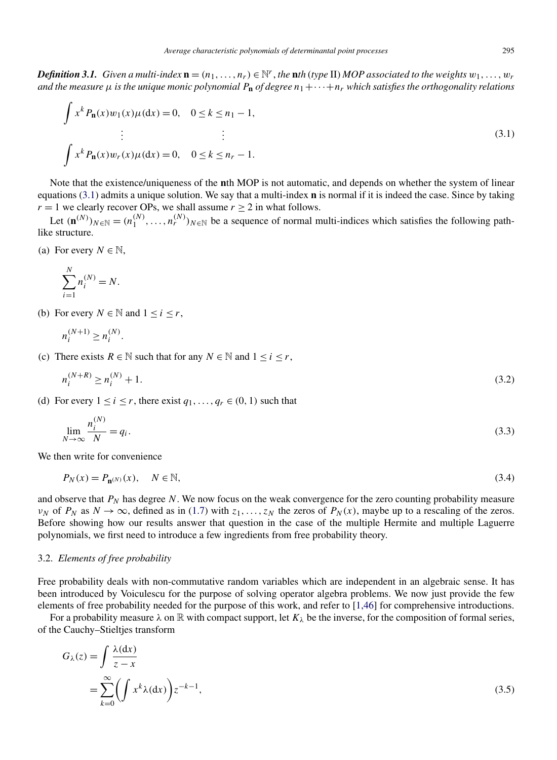***Definition 3.1.*** *Given a multi-index $\mathbf{n} = (n_1, \ldots, n_r) \in \mathbb{N}^r$, the* $\mathbf{n}$*th (type* II*) MOP associated to the weights $w_1, \ldots, w_r$ and the measure $\mu$ is the unique monic polynomial $P_\mathbf{n}$ of degree $n_1 + \cdots + n_r$ which satisfies the orthogonality relations*

$$
\begin{aligned}
&\int x^k P_\mathbf{n}(x) w_1(x) \mu(\mathrm{d}x) = 0, \quad 0 \le k \le n_1 - 1, \\
&\qquad\qquad \vdots \qquad\qquad\qquad\qquad \vdots \\
&\int x^k P_\mathbf{n}(x) w_r(x) \mu(\mathrm{d}x) = 0, \quad 0 \le k \le n_r - 1.
\end{aligned}
\tag{3.1}
$$

Note that the existence/uniqueness of the $\mathbf{n}$th MOP is not automatic, and depends on whether the system of linear equations (3.1) admits a unique solution. We say that a multi-index $\mathbf{n}$ is normal if it is indeed the case. Since by taking $r = 1$ we clearly recover OPs, we shall assume $r \ge 2$ in what follows.

Let $(\mathbf{n}^{(N)})_{N \in \mathbb{N}} = (n_1^{(N)}, \ldots, n_r^{(N)})_{N \in \mathbb{N}}$ be a sequence of normal multi-indices which satisfies the following path-like structure.

(a) For every $N \in \mathbb{N}$,

$$\sum_{i=1}^{N} n_i^{(N)} = N.$$

(b) For every $N \in \mathbb{N}$ and $1 \le i \le r$,

$$n_i^{(N+1)} \ge n_i^{(N)}.$$

(c) There exists $R \in \mathbb{N}$ such that for any $N \in \mathbb{N}$ and $1 \le i \le r$,

$$n_i^{(N+R)} \ge n_i^{(N)} + 1. \tag{3.2}$$

(d) For every $1 \le i \le r$, there exist $q_1, \ldots, q_r \in (0, 1)$ such that

$$\lim_{N \to \infty} \frac{n_i^{(N)}}{N} = q_i. \tag{3.3}$$

We then write for convenience

$$P_N(x) = P_{\mathbf{n}^{(N)}}(x), \quad N \in \mathbb{N}, \tag{3.4}$$

and observe that $P_N$ has degree $N$. We now focus on the weak convergence for the zero counting probability measure $\nu_N$ of $P_N$ as $N \to \infty$, defined as in (1.7) with $z_1, \ldots, z_N$ the zeros of $P_N(x)$, maybe up to a rescaling of the zeros. Before showing how our results answer that question in the case of the multiple Hermite and multiple Laguerre polynomials, we first need to introduce a few ingredients from free probability theory.

### 3.2. *Elements of free probability*

Free probability deals with non-commutative random variables which are independent in an algebraic sense. It has been introduced by Voiculescu for the purpose of solving operator algebra problems. We now just provide the few elements of free probability needed for the purpose of this work, and refer to [1,46] for comprehensive introductions.

For a probability measure $\lambda$ on $\mathbb{R}$ with compact support, let $K_\lambda$ be the inverse, for the composition of formal series, of the Cauchy–Stieltjes transform

$$
\begin{aligned}
G_\lambda(z) &= \int \frac{\lambda(\mathrm{d}x)}{z - x} \\
&= \sum_{k=0}^{\infty} \left( \int x^k \lambda(\mathrm{d}x) \right) z^{-k-1},
\end{aligned}
\tag{3.5}
$$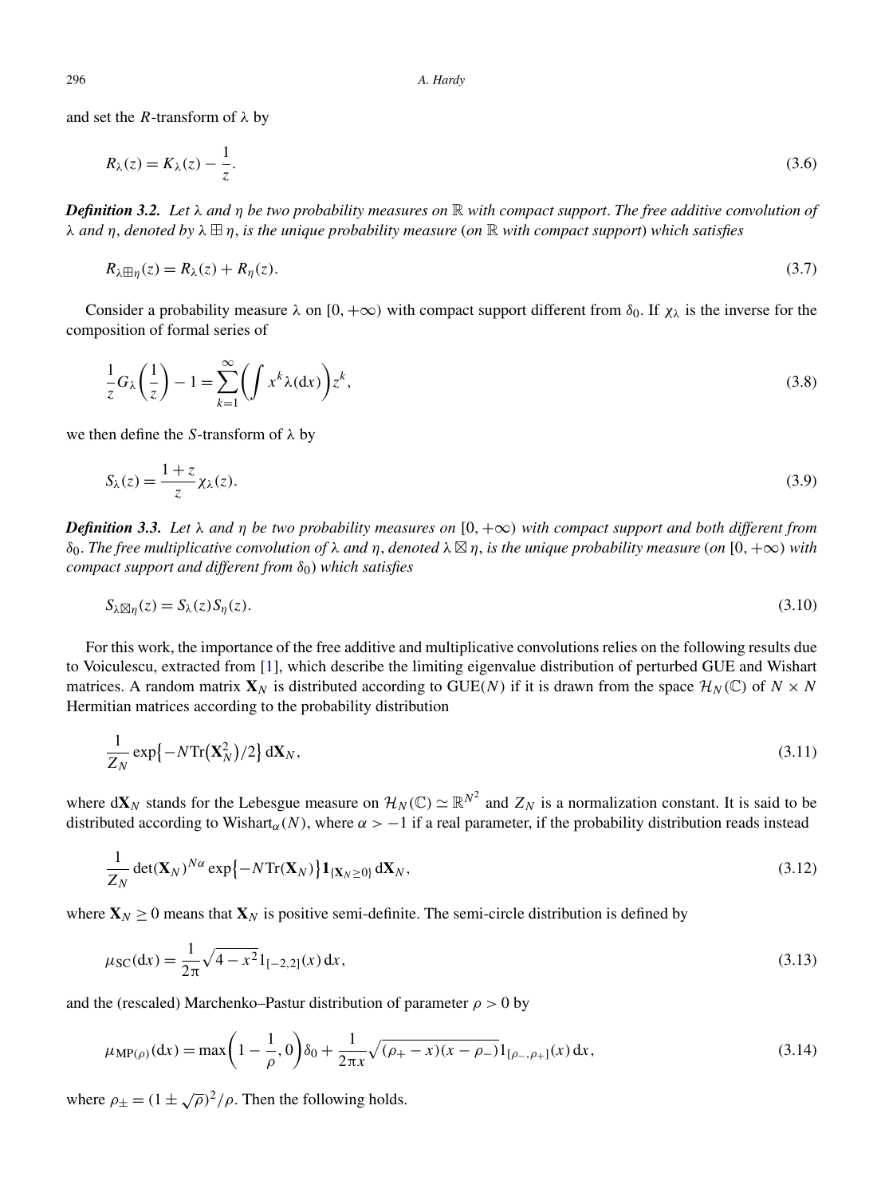and set the $R$-transform of $\lambda$ by

$$R_\lambda(z) = K_\lambda(z) - \frac{1}{z}. \tag{3.6}$$

***Definition 3.2.*** *Let $\lambda$ and $\eta$ be two probability measures on $\mathbb{R}$ with compact support. The free additive convolution of $\lambda$ and $\eta$, denoted by $\lambda \boxplus \eta$, is the unique probability measure (on $\mathbb{R}$ with compact support) which satisfies*

$$R_{\lambda \boxplus \eta}(z) = R_\lambda(z) + R_\eta(z). \tag{3.7}$$

Consider a probability measure $\lambda$ on $[0, +\infty)$ with compact support different from $\delta_0$. If $\chi_\lambda$ is the inverse for the composition of formal series of

$$\frac{1}{z} G_\lambda\left(\frac{1}{z}\right) - 1 = \sum_{k=1}^{\infty} \left( \int x^k \lambda(\mathrm{d}x) \right) z^k, \tag{3.8}$$

we then define the $S$-transform of $\lambda$ by

$$S_\lambda(z) = \frac{1+z}{z} \chi_\lambda(z). \tag{3.9}$$

***Definition 3.3.*** *Let $\lambda$ and $\eta$ be two probability measures on $[0, +\infty)$ with compact support and both different from $\delta_0$. The free multiplicative convolution of $\lambda$ and $\eta$, denoted $\lambda \boxtimes \eta$, is the unique probability measure (on $[0, +\infty)$ with compact support and different from $\delta_0$) which satisfies*

$$S_{\lambda \boxtimes \eta}(z) = S_\lambda(z) S_\eta(z). \tag{3.10}$$

For this work, the importance of the free additive and multiplicative convolutions relies on the following results due to Voiculescu, extracted from [1], which describe the limiting eigenvalue distribution of perturbed GUE and Wishart matrices. A random matrix $\mathbf{X}_N$ is distributed according to $\mathrm{GUE}(N)$ if it is drawn from the space $\mathcal{H}_N(\mathbb{C})$ of $N \times N$ Hermitian matrices according to the probability distribution

$$\frac{1}{Z_N} \exp\left\{-N \operatorname{Tr}\left(\mathbf{X}_N^2\right)/2\right\} \mathrm{d}\mathbf{X}_N, \tag{3.11}$$

where $\mathrm{d}\mathbf{X}_N$ stands for the Lebesgue measure on $\mathcal{H}_N(\mathbb{C}) \simeq \mathbb{R}^{N^2}$ and $Z_N$ is a normalization constant. It is said to be distributed according to $\mathrm{Wishart}_\alpha(N)$, where $\alpha > -1$ if a real parameter, if the probability distribution reads instead

$$\frac{1}{Z_N} \det(\mathbf{X}_N)^{N\alpha} \exp\left\{-N \operatorname{Tr}(\mathbf{X}_N)\right\} \mathbf{1}_{\{\mathbf{X}_N \geq 0\}} \mathrm{d}\mathbf{X}_N, \tag{3.12}$$

where $\mathbf{X}_N \geq 0$ means that $\mathbf{X}_N$ is positive semi-definite. The semi-circle distribution is defined by

$$\mu_{\mathrm{SC}}(\mathrm{d}x) = \frac{1}{2\pi} \sqrt{4 - x^2} 1_{[-2,2]}(x) \, \mathrm{d}x, \tag{3.13}$$

and the (rescaled) Marchenko–Pastur distribution of parameter $\rho > 0$ by

$$\mu_{\mathrm{MP}(\rho)}(\mathrm{d}x) = \max\left(1 - \frac{1}{\rho}, 0\right) \delta_0 + \frac{1}{2\pi x} \sqrt{(\rho_+ - x)(x - \rho_-)} 1_{[\rho_-, \rho_+]}(x) \, \mathrm{d}x, \tag{3.14}$$

where $\rho_\pm = (1 \pm \sqrt{\rho})^2/\rho$. Then the following holds.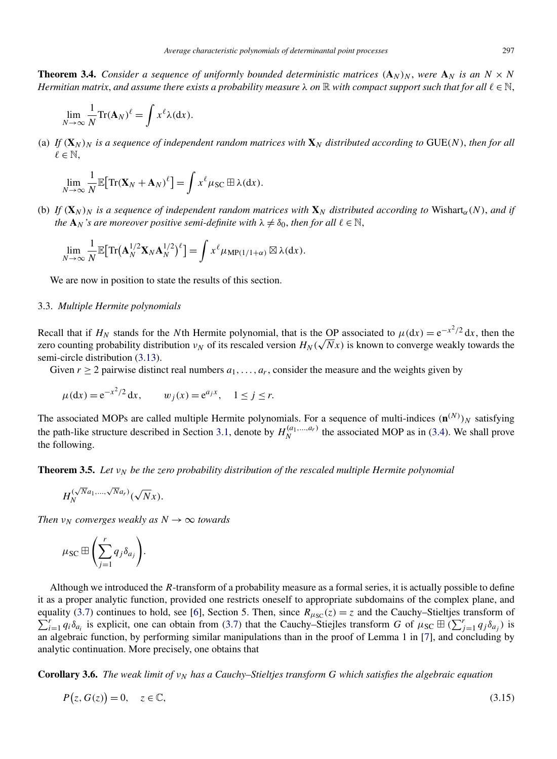**Theorem 3.4.** *Consider a sequence of uniformly bounded deterministic matrices* $(\mathbf{A}_N)_N$, *were* $\mathbf{A}_N$ *is an* $N \times N$ *Hermitian matrix, and assume there exists a probability measure* $\lambda$ *on* $\mathbb{R}$ *with compact support such that for all* $\ell \in \mathbb{N}$,

$$\lim_{N\to\infty} \frac{1}{N} \mathrm{Tr}(\mathbf{A}_N)^\ell = \int x^\ell \lambda(\mathrm{d}x).$$

(a) *If* $(\mathbf{X}_N)_N$ *is a sequence of independent random matrices with* $\mathbf{X}_N$ *distributed according to* $\mathrm{GUE}(N)$, *then for all* $\ell \in \mathbb{N}$,

$$\lim_{N\to\infty} \frac{1}{N} \mathbb{E}\big[\mathrm{Tr}(\mathbf{X}_N + \mathbf{A}_N)^\ell\big] = \int x^\ell \mu_{\mathrm{SC}} \boxplus \lambda(\mathrm{d}x).$$

(b) *If* $(\mathbf{X}_N)_N$ *is a sequence of independent random matrices with* $\mathbf{X}_N$ *distributed according to* $\mathrm{Wishart}_\alpha(N)$, *and if the* $\mathbf{A}_N$*'s are moreover positive semi-definite with* $\lambda \neq \delta_0$, *then for all* $\ell \in \mathbb{N}$,

$$\lim_{N\to\infty} \frac{1}{N} \mathbb{E}\big[\mathrm{Tr}\big(\mathbf{A}_N^{1/2}\mathbf{X}_N\mathbf{A}_N^{1/2}\big)^\ell\big] = \int x^\ell \mu_{\mathrm{MP}(1/1+\alpha)} \boxtimes \lambda(\mathrm{d}x).$$

We are now in position to state the results of this section.

### 3.3. *Multiple Hermite polynomials*

Recall that if $H_N$ stands for the $N$th Hermite polynomial, that is the OP associated to $\mu(\mathrm{d}x) = \mathrm{e}^{-x^2/2}\,\mathrm{d}x$, then the zero counting probability distribution $\nu_N$ of its rescaled version $H_N(\sqrt{N}x)$ is known to converge weakly towards the semi-circle distribution (3.13).

Given $r \geq 2$ pairwise distinct real numbers $a_1, \ldots, a_r$, consider the measure and the weights given by

$$\mu(\mathrm{d}x) = \mathrm{e}^{-x^2/2}\,\mathrm{d}x, \qquad w_j(x) = \mathrm{e}^{a_j x}, \quad 1 \leq j \leq r.$$

The associated MOPs are called multiple Hermite polynomials. For a sequence of multi-indices $(\mathbf{n}^{(N)})_N$ satisfying the path-like structure described in Section 3.1, denote by $H_N^{(a_1,\ldots,a_r)}$ the associated MOP as in (3.4). We shall prove the following.

**Theorem 3.5.** *Let* $\nu_N$ *be the zero probability distribution of the rescaled multiple Hermite polynomial*

$$H_N^{(\sqrt{N}a_1,\ldots,\sqrt{N}a_r)}(\sqrt{N}x).$$

*Then* $\nu_N$ *converges weakly as* $N \to \infty$ *towards*

$$\mu_{\mathrm{SC}} \boxplus \left(\sum_{j=1}^r q_j \delta_{a_j}\right).$$

Although we introduced the $R$-transform of a probability measure as a formal series, it is actually possible to define it as a proper analytic function, provided one restricts oneself to appropriate subdomains of the complex plane, and equality (3.7) continues to hold, see [6], Section 5. Then, since $R_{\mu_{\mathrm{SC}}}(z) = z$ and the Cauchy–Stieltjes transform of $\sum_{i=1}^r q_i \delta_{a_i}$ is explicit, one can obtain from (3.7) that the Cauchy–Stiejles transform $G$ of $\mu_{\mathrm{SC}} \boxplus (\sum_{j=1}^r q_j \delta_{a_j})$ is an algebraic function, by performing similar manipulations than in the proof of Lemma 1 in [7], and concluding by analytic continuation. More precisely, one obtains that

**Corollary 3.6.** *The weak limit of* $\nu_N$ *has a Cauchy–Stieltjes transform* $G$ *which satisfies the algebraic equation*

$$P\big(z, G(z)\big) = 0, \quad z \in \mathbb{C}, \tag{3.15}$$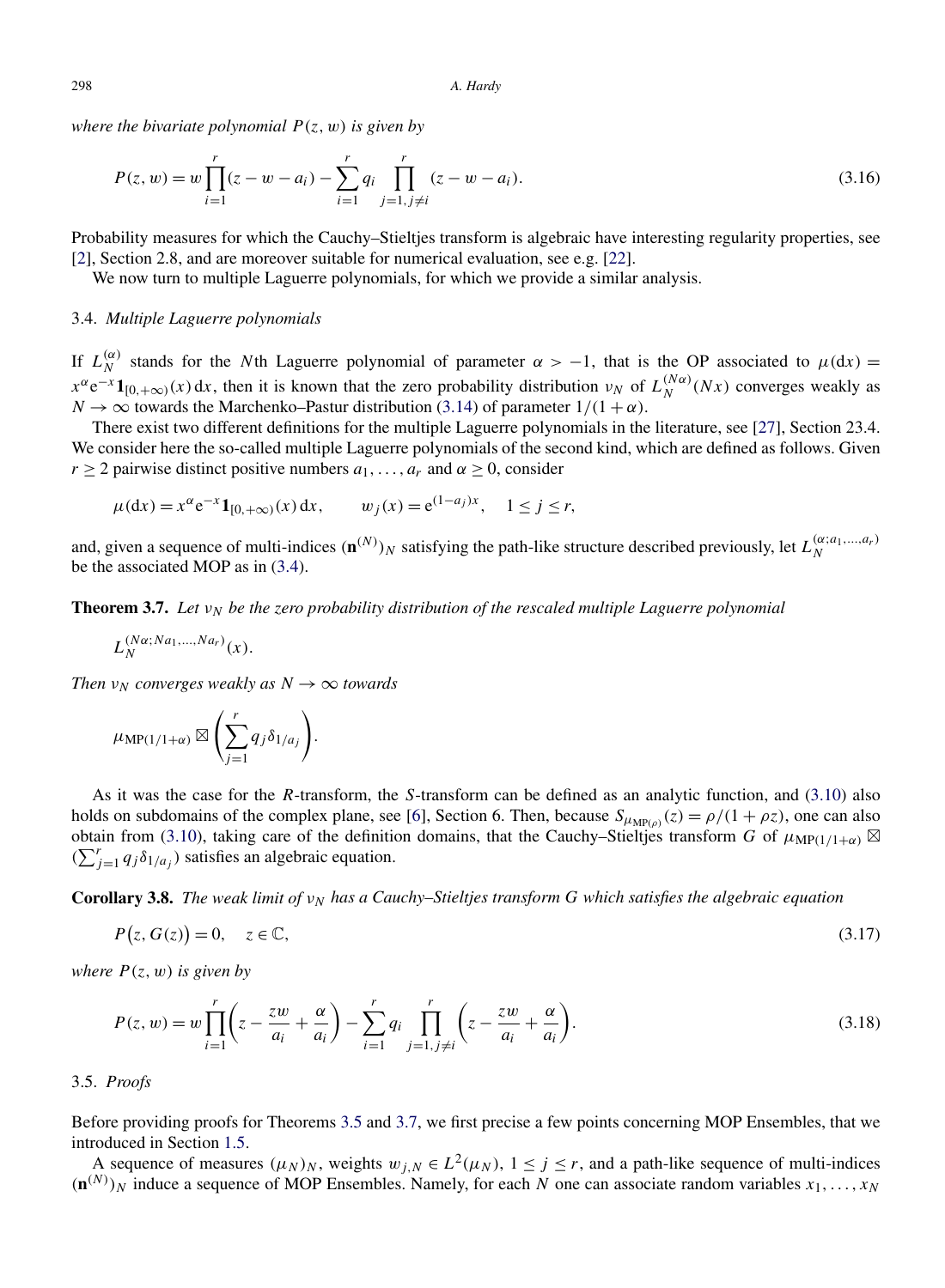*where the bivariate polynomial* $P(z,w)$ *is given by*

$$P(z,w) = w\prod_{i=1}^{r}(z-w-a_i) - \sum_{i=1}^{r} q_i \prod_{j=1, j\neq i}^{r}(z-w-a_i). \tag{3.16}$$

Probability measures for which the Cauchy–Stieltjes transform is algebraic have interesting regularity properties, see [2], Section 2.8, and are moreover suitable for numerical evaluation, see e.g. [22].

We now turn to multiple Laguerre polynomials, for which we provide a similar analysis.

### 3.4. *Multiple Laguerre polynomials*

If $L_N^{(\alpha)}$ stands for the $N$th Laguerre polynomial of parameter $\alpha > -1$, that is the OP associated to $\mu(\mathrm{d}x) = x^\alpha \mathrm{e}^{-x}\mathbf{1}_{[0,+\infty)}(x)\,\mathrm{d}x$, then it is known that the zero probability distribution $\nu_N$ of $L_N^{(N\alpha)}(Nx)$ converges weakly as $N\to\infty$ towards the Marchenko–Pastur distribution (3.14) of parameter $1/(1+\alpha)$.

There exist two different definitions for the multiple Laguerre polynomials in the literature, see [27], Section 23.4. We consider here the so-called multiple Laguerre polynomials of the second kind, which are defined as follows. Given $r\geq 2$ pairwise distinct positive numbers $a_1,\dots,a_r$ and $\alpha \geq 0$, consider

$$\mu(\mathrm{d}x) = x^\alpha \mathrm{e}^{-x}\mathbf{1}_{[0,+\infty)}(x)\,\mathrm{d}x, \qquad w_j(x) = \mathrm{e}^{(1-a_j)x}, \quad 1\leq j\leq r,$$

and, given a sequence of multi-indices $(\mathbf{n}^{(N)})_N$ satisfying the path-like structure described previously, let $L_N^{(\alpha;a_1,\dots,a_r)}$ be the associated MOP as in (3.4).

**Theorem 3.7.** *Let* $\nu_N$ *be the zero probability distribution of the rescaled multiple Laguerre polynomial*

$$L_N^{(N\alpha;Na_1,\dots,Na_r)}(x).$$

*Then* $\nu_N$ *converges weakly as* $N\to\infty$ *towards*

$$\mu_{\mathrm{MP}(1/1+\alpha)} \boxtimes \left(\sum_{j=1}^{r} q_j\delta_{1/a_j}\right).$$

As it was the case for the $R$-transform, the $S$-transform can be defined as an analytic function, and (3.10) also holds on subdomains of the complex plane, see [6], Section 6. Then, because $S_{\mu_{\mathrm{MP}(\rho)}}(z) = \rho/(1+\rho z)$, one can also obtain from (3.10), taking care of the definition domains, that the Cauchy–Stieltjes transform $G$ of $\mu_{\mathrm{MP}(1/1+\alpha)} \boxtimes (\sum_{j=1}^{r} q_j\delta_{1/a_j})$ satisfies an algebraic equation.

**Corollary 3.8.** *The weak limit of* $\nu_N$ *has a Cauchy–Stieltjes transform* $G$ *which satisfies the algebraic equation*

$$P\big(z, G(z)\big) = 0, \quad z\in\mathbb{C}, \tag{3.17}$$

*where* $P(z,w)$ *is given by*

$$P(z,w) = w\prod_{i=1}^{r}\left(z - \frac{zw}{a_i} + \frac{\alpha}{a_i}\right) - \sum_{i=1}^{r} q_i \prod_{j=1, j\neq i}^{r}\left(z - \frac{zw}{a_i} + \frac{\alpha}{a_i}\right). \tag{3.18}$$

### 3.5. *Proofs*

Before providing proofs for Theorems 3.5 and 3.7, we first precise a few points concerning MOP Ensembles, that we introduced in Section 1.5.

A sequence of measures $(\mu_N)_N$, weights $w_{j,N}\in L^2(\mu_N)$, $1\leq j\leq r$, and a path-like sequence of multi-indices $(\mathbf{n}^{(N)})_N$ induce a sequence of MOP Ensembles. Namely, for each $N$ one can associate random variables $x_1,\dots,x_N$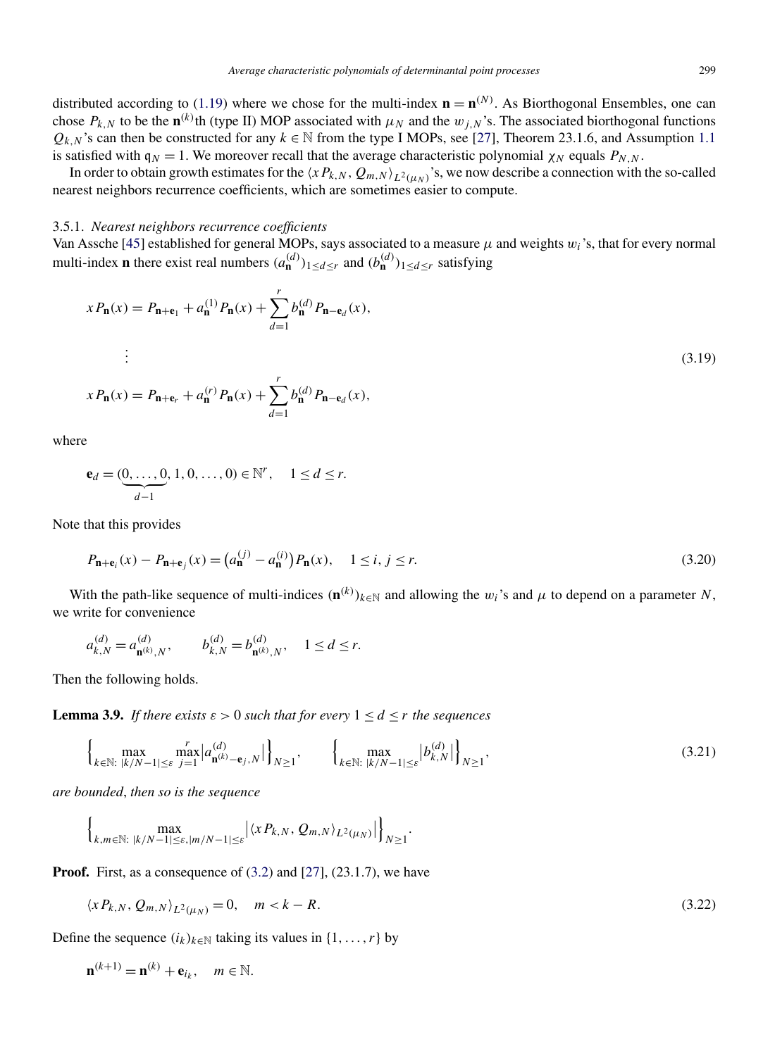distributed according to (1.19) where we chose for the multi-index $\mathbf{n} = \mathbf{n}^{(N)}$. As Biorthogonal Ensembles, one can chose $P_{k,N}$ to be the $\mathbf{n}^{(k)}$th (type II) MOP associated with $\mu_N$ and the $w_{j,N}$'s. The associated biorthogonal functions $Q_{k,N}$'s can then be constructed for any $k \in \mathbb{N}$ from the type I MOPs, see [27], Theorem 23.1.6, and Assumption 1.1 is satisfied with $\mathfrak{q}_N = 1$. We moreover recall that the average characteristic polynomial $\chi_N$ equals $P_{N,N}$.

In order to obtain growth estimates for the $\langle xP_{k,N}, Q_{m,N}\rangle_{L^2(\mu_N)}$'s, we now describe a connection with the so-called nearest neighbors recurrence coefficients, which are sometimes easier to compute.

### 3.5.1. *Nearest neighbors recurrence coefficients*

Van Assche [45] established for general MOPs, says associated to a measure $\mu$ and weights $w_i$'s, that for every normal multi-index $\mathbf{n}$ there exist real numbers $(a_{\mathbf{n}}^{(d)})_{1\le d\le r}$ and $(b_{\mathbf{n}}^{(d)})_{1\le d\le r}$ satisfying

$$
\begin{aligned}
xP_{\mathbf{n}}(x) &= P_{\mathbf{n}+\mathbf{e}_1} + a_{\mathbf{n}}^{(1)}P_{\mathbf{n}}(x) + \sum_{d=1}^{r} b_{\mathbf{n}}^{(d)} P_{\mathbf{n}-\mathbf{e}_d}(x),\\
&\ \ \vdots \\
xP_{\mathbf{n}}(x) &= P_{\mathbf{n}+\mathbf{e}_r} + a_{\mathbf{n}}^{(r)}P_{\mathbf{n}}(x) + \sum_{d=1}^{r} b_{\mathbf{n}}^{(d)} P_{\mathbf{n}-\mathbf{e}_d}(x),
\end{aligned}
\tag{3.19}
$$

where

$$
\mathbf{e}_d = (\underbrace{0,\dots,0}_{d-1},1,0,\dots,0) \in \mathbb{N}^r, \quad 1 \le d \le r.
$$

Note that this provides

$$
P_{\mathbf{n}+\mathbf{e}_i}(x) - P_{\mathbf{n}+\mathbf{e}_j}(x) = \big(a_{\mathbf{n}}^{(j)} - a_{\mathbf{n}}^{(i)}\big)P_{\mathbf{n}}(x), \quad 1 \le i, j \le r. \tag{3.20}
$$

With the path-like sequence of multi-indices $(\mathbf{n}^{(k)})_{k\in\mathbb{N}}$ and allowing the $w_i$'s and $\mu$ to depend on a parameter $N$, we write for convenience

$$
a_{k,N}^{(d)} = a_{\mathbf{n}^{(k)},N}^{(d)}, \qquad b_{k,N}^{(d)} = b_{\mathbf{n}^{(k)},N}^{(d)}, \quad 1 \le d \le r.
$$

Then the following holds.

**Lemma 3.9.** *If there exists $\varepsilon > 0$ such that for every $1 \le d \le r$ the sequences*

$$
\Big\{ \max_{k\in\mathbb{N}:\ |k/N-1|\le\varepsilon}\ \max_{j=1}^{r} \big|a_{\mathbf{n}^{(k)}-\mathbf{e}_j,N}^{(d)}\big| \Big\}_{N\ge1}, \qquad \Big\{ \max_{k\in\mathbb{N}:\ |k/N-1|\le\varepsilon} \big|b_{k,N}^{(d)}\big| \Big\}_{N\ge1}, \tag{3.21}
$$

*are bounded, then so is the sequence*

$$
\Big\{ \max_{k,m\in\mathbb{N}:\ |k/N-1|\le\varepsilon,|m/N-1|\le\varepsilon} \big|\langle xP_{k,N}, Q_{m,N}\rangle_{L^2(\mu_N)}\big| \Big\}_{N\ge1}.
$$

**Proof.** First, as a consequence of (3.2) and [27], (23.1.7), we have

$$
\langle xP_{k,N}, Q_{m,N}\rangle_{L^2(\mu_N)} = 0, \quad m < k - R. \tag{3.22}
$$

Define the sequence $(i_k)_{k\in\mathbb{N}}$ taking its values in $\{1,\dots,r\}$ by

$$
\mathbf{n}^{(k+1)} = \mathbf{n}^{(k)} + \mathbf{e}_{i_k}, \quad m \in \mathbb{N}.
$$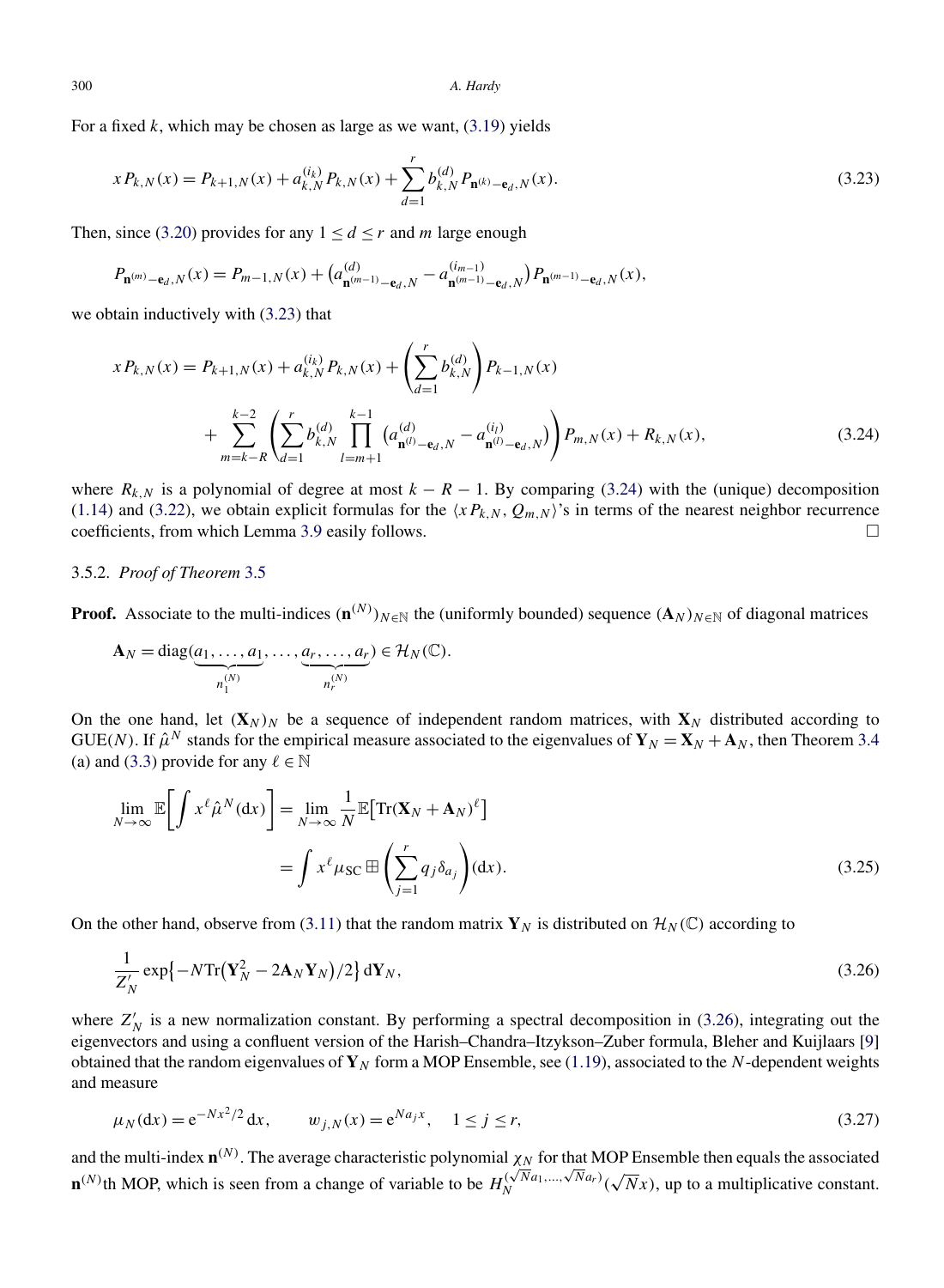For a fixed $k$, which may be chosen as large as we want, (3.19) yields

$$x P_{k,N}(x) = P_{k+1,N}(x) + a_{k,N}^{(i_k)} P_{k,N}(x) + \sum_{d=1}^{r} b_{k,N}^{(d)} P_{\mathbf{n}^{(k)}-\mathbf{e}_d,N}(x). \tag{3.23}$$

Then, since (3.20) provides for any $1 \le d \le r$ and $m$ large enough

$$P_{\mathbf{n}^{(m)}-\mathbf{e}_d,N}(x) = P_{m-1,N}(x) + \big(a^{(d)}_{\mathbf{n}^{(m-1)}-\mathbf{e}_d,N} - a^{(i_{m-1})}_{\mathbf{n}^{(m-1)}-\mathbf{e}_d,N}\big) P_{\mathbf{n}^{(m-1)}-\mathbf{e}_d,N}(x),$$

we obtain inductively with (3.23) that

$$\begin{aligned} x P_{k,N}(x) &= P_{k+1,N}(x) + a_{k,N}^{(i_k)} P_{k,N}(x) + \left(\sum_{d=1}^{r} b_{k,N}^{(d)}\right) P_{k-1,N}(x) \\ &\quad + \sum_{m=k-R}^{k-2} \left(\sum_{d=1}^{r} b_{k,N}^{(d)} \prod_{l=m+1}^{k-1} \big(a^{(d)}_{\mathbf{n}^{(l)}-\mathbf{e}_d,N} - a^{(i_l)}_{\mathbf{n}^{(l)}-\mathbf{e}_d,N}\big)\right) P_{m,N}(x) + R_{k,N}(x), \end{aligned} \tag{3.24}$$

where $R_{k,N}$ is a polynomial of degree at most $k - R - 1$. By comparing (3.24) with the (unique) decomposition (1.14) and (3.22), we obtain explicit formulas for the $\langle x P_{k,N}, Q_{m,N}\rangle$'s in terms of the nearest neighbor recurrence coefficients, from which Lemma 3.9 easily follows. $\square$

### 3.5.2. *Proof of Theorem 3.5*

**Proof.** Associate to the multi-indices $(\mathbf{n}^{(N)})_{N\in\mathbb{N}}$ the (uniformly bounded) sequence $(\mathbf{A}_N)_{N\in\mathbb{N}}$ of diagonal matrices

$$\mathbf{A}_N = \operatorname{diag}(\underbrace{a_1,\ldots,a_1}_{n_1^{(N)}},\ldots,\underbrace{a_r,\ldots,a_r}_{n_r^{(N)}}) \in \mathcal{H}_N(\mathbb{C}).$$

On the one hand, let $(\mathbf{X}_N)_N$ be a sequence of independent random matrices, with $\mathbf{X}_N$ distributed according to GUE($N$). If $\hat{\mu}^N$ stands for the empirical measure associated to the eigenvalues of $\mathbf{Y}_N = \mathbf{X}_N + \mathbf{A}_N$, then Theorem 3.4 (a) and (3.3) provide for any $\ell \in \mathbb{N}$

$$\begin{aligned} \lim_{N\to\infty} \mathbb{E}\left[\int x^\ell \hat{\mu}^N(\mathrm{d}x)\right] &= \lim_{N\to\infty} \frac{1}{N}\mathbb{E}\big[\operatorname{Tr}(\mathbf{X}_N + \mathbf{A}_N)^\ell\big] \\ &= \int x^\ell \mu_{\mathrm{SC}} \boxplus \left(\sum_{j=1}^{r} q_j \delta_{a_j}\right)(\mathrm{d}x). \end{aligned} \tag{3.25}$$

On the other hand, observe from (3.11) that the random matrix $\mathbf{Y}_N$ is distributed on $\mathcal{H}_N(\mathbb{C})$ according to

$$\frac{1}{Z'_N} \exp\big\{-N\operatorname{Tr}\big(\mathbf{Y}_N^2 - 2\mathbf{A}_N\mathbf{Y}_N\big)/2\big\}\,\mathrm{d}\mathbf{Y}_N, \tag{3.26}$$

where $Z'_N$ is a new normalization constant. By performing a spectral decomposition in (3.26), integrating out the eigenvectors and using a confluent version of the Harish–Chandra–Itzykson–Zuber formula, Bleher and Kuijlaars [9] obtained that the random eigenvalues of $\mathbf{Y}_N$ form a MOP Ensemble, see (1.19), associated to the $N$-dependent weights and measure

$$\mu_N(\mathrm{d}x) = \mathrm{e}^{-Nx^2/2}\,\mathrm{d}x, \qquad w_{j,N}(x) = \mathrm{e}^{Na_j x}, \quad 1 \le j \le r, \tag{3.27}$$

and the multi-index $\mathbf{n}^{(N)}$. The average characteristic polynomial $\chi_N$ for that MOP Ensemble then equals the associated $\mathbf{n}^{(N)}$th MOP, which is seen from a change of variable to be $H_N^{(\sqrt{N}a_1,\ldots,\sqrt{N}a_r)}(\sqrt{N}x)$, up to a multiplicative constant.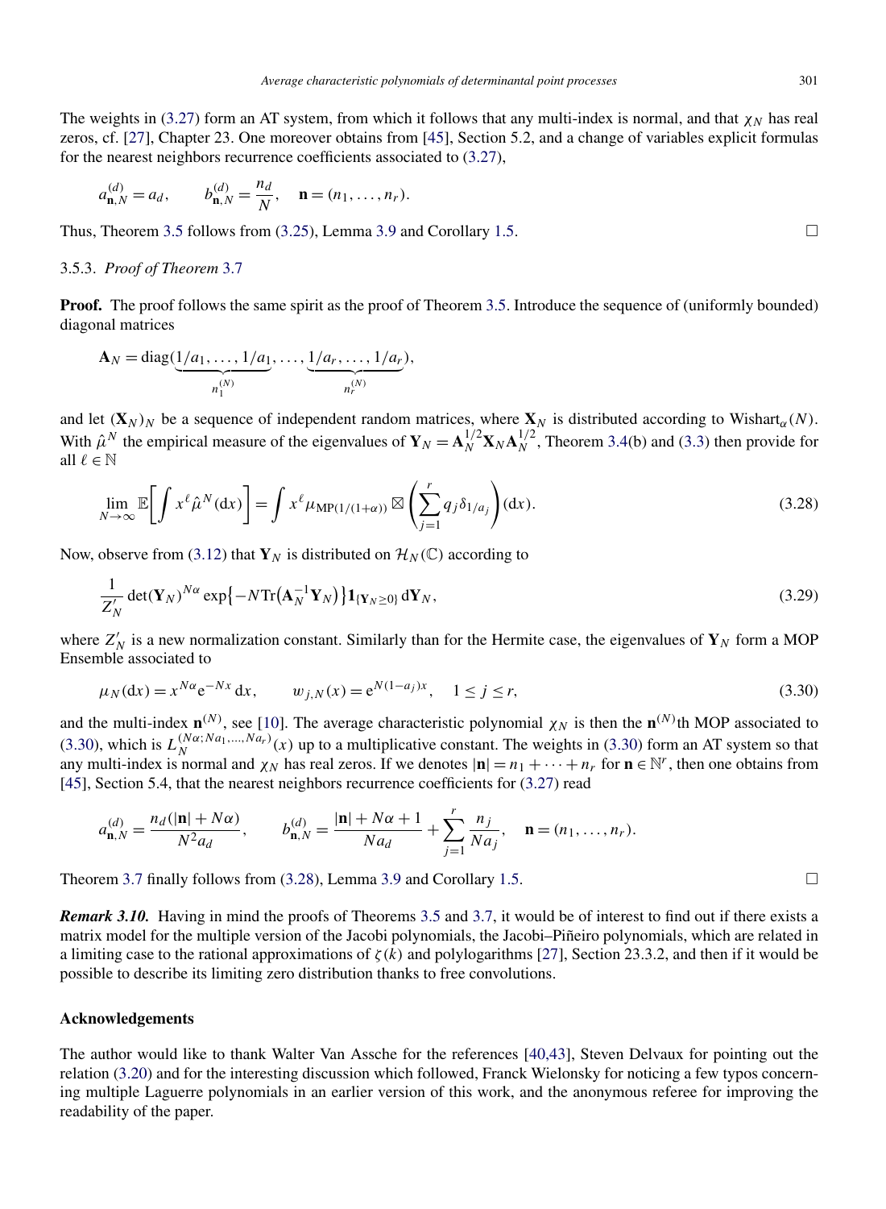The weights in (3.27) form an AT system, from which it follows that any multi-index is normal, and that $\chi_N$ has real zeros, cf. [27], Chapter 23. One moreover obtains from [45], Section 5.2, and a change of variables explicit formulas for the nearest neighbors recurrence coefficients associated to (3.27),

$$a_{\mathbf{n},N}^{(d)} = a_d, \qquad b_{\mathbf{n},N}^{(d)} = \frac{n_d}{N}, \quad \mathbf{n} = (n_1, \ldots, n_r).$$

Thus, Theorem 3.5 follows from (3.25), Lemma 3.9 and Corollary 1.5. □

### 3.5.3. *Proof of Theorem* 3.7

**Proof.** The proof follows the same spirit as the proof of Theorem 3.5. Introduce the sequence of (uniformly bounded) diagonal matrices

$$\mathbf{A}_N = \operatorname{diag}(\underbrace{1/a_1, \ldots, 1/a_1}_{n_1^{(N)}}, \ldots, \underbrace{1/a_r, \ldots, 1/a_r}_{n_r^{(N)}}),$$

and let $(\mathbf{X}_N)_N$ be a sequence of independent random matrices, where $\mathbf{X}_N$ is distributed according to $\mathrm{Wishart}_\alpha(N)$. With $\hat{\mu}^N$ the empirical measure of the eigenvalues of $\mathbf{Y}_N = \mathbf{A}_N^{1/2}\mathbf{X}_N\mathbf{A}_N^{1/2}$, Theorem 3.4(b) and (3.3) then provide for all $\ell \in \mathbb{N}$

$$\lim_{N\to\infty} \mathbb{E}\left[\int x^\ell \hat{\mu}^N(\mathrm{d}x)\right] = \int x^\ell \mu_{\mathrm{MP}(1/(1+\alpha))} \boxtimes \left(\sum_{j=1}^r q_j \delta_{1/a_j}\right)(\mathrm{d}x). \tag{3.28}$$

Now, observe from (3.12) that $\mathbf{Y}_N$ is distributed on $\mathcal{H}_N(\mathbb{C})$ according to

$$\frac{1}{Z_N'} \det(\mathbf{Y}_N)^{N\alpha} \exp\{-N\operatorname{Tr}(\mathbf{A}_N^{-1}\mathbf{Y}_N)\}\mathbf{1}_{\{\mathbf{Y}_N \geq 0\}}\,\mathrm{d}\mathbf{Y}_N, \tag{3.29}$$

where $Z_N'$ is a new normalization constant. Similarly than for the Hermite case, the eigenvalues of $\mathbf{Y}_N$ form a MOP Ensemble associated to

$$\mu_N(\mathrm{d}x) = x^{N\alpha}\mathrm{e}^{-Nx}\,\mathrm{d}x, \qquad w_{j,N}(x) = \mathrm{e}^{N(1-a_j)x}, \quad 1 \leq j \leq r, \tag{3.30}$$

and the multi-index $\mathbf{n}^{(N)}$, see [10]. The average characteristic polynomial $\chi_N$ is then the $\mathbf{n}^{(N)}$th MOP associated to (3.30), which is $L_N^{(N\alpha;Na_1,\ldots,Na_r)}(x)$ up to a multiplicative constant. The weights in (3.30) form an AT system so that any multi-index is normal and $\chi_N$ has real zeros. If we denotes $|\mathbf{n}| = n_1 + \cdots + n_r$ for $\mathbf{n} \in \mathbb{N}^r$, then one obtains from [45], Section 5.4, that the nearest neighbors recurrence coefficients for (3.27) read

$$a_{\mathbf{n},N}^{(d)} = \frac{n_d(|\mathbf{n}| + N\alpha)}{N^2 a_d}, \qquad b_{\mathbf{n},N}^{(d)} = \frac{|\mathbf{n}| + N\alpha + 1}{Na_d} + \sum_{j=1}^r \frac{n_j}{Na_j}, \quad \mathbf{n} = (n_1, \ldots, n_r).$$

Theorem 3.7 finally follows from (3.28), Lemma 3.9 and Corollary 1.5. □

***Remark 3.10.*** Having in mind the proofs of Theorems 3.5 and 3.7, it would be of interest to find out if there exists a matrix model for the multiple version of the Jacobi polynomials, the Jacobi–Piñeiro polynomials, which are related in a limiting case to the rational approximations of $\zeta(k)$ and polylogarithms [27], Section 23.3.2, and then if it would be possible to describe its limiting zero distribution thanks to free convolutions.

## Acknowledgements

The author would like to thank Walter Van Assche for the references [40,43], Steven Delvaux for pointing out the relation (3.20) and for the interesting discussion which followed, Franck Wielonsky for noticing a few typos concerning multiple Laguerre polynomials in an earlier version of this work, and the anonymous referee for improving the readability of the paper.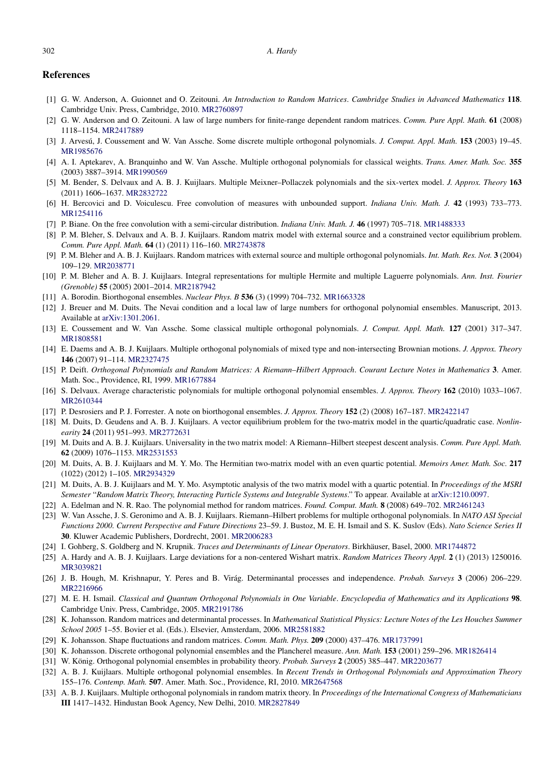## References

[1] G. W. Anderson, A. Guionnet and O. Zeitouni. *An Introduction to Random Matrices*. *Cambridge Studies in Advanced Mathematics* **118**. Cambridge Univ. Press, Cambridge, 2010. MR2760897

[2] G. W. Anderson and O. Zeitouni. A law of large numbers for finite-range dependent random matrices. *Comm. Pure Appl. Math.* **61** (2008) 1118–1154. MR2417889

[3] J. Arvesú, J. Coussement and W. Van Assche. Some discrete multiple orthogonal polynomials. *J. Comput. Appl. Math.* **153** (2003) 19–45. MR1985676

[4] A. I. Aptekarev, A. Branquinho and W. Van Assche. Multiple orthogonal polynomials for classical weights. *Trans. Amer. Math. Soc.* **355** (2003) 3887–3914. MR1990569

[5] M. Bender, S. Delvaux and A. B. J. Kuijlaars. Multiple Meixner–Pollaczek polynomials and the six-vertex model. *J. Approx. Theory* **163** (2011) 1606–1637. MR2832722

[6] H. Bercovici and D. Voiculescu. Free convolution of measures with unbounded support. *Indiana Univ. Math. J.* **42** (1993) 733–773. MR1254116

[7] P. Biane. On the free convolution with a semi-circular distribution. *Indiana Univ. Math. J.* **46** (1997) 705–718. MR1488333

[8] P. M. Bleher, S. Delvaux and A. B. J. Kuijlaars. Random matrix model with external source and a constrained vector equilibrium problem. *Comm. Pure Appl. Math.* **64** (1) (2011) 116–160. MR2743878

[9] P. M. Bleher and A. B. J. Kuijlaars. Random matrices with external source and multiple orthogonal polynomials. *Int. Math. Res. Not.* **3** (2004) 109–129. MR2038771

[10] P. M. Bleher and A. B. J. Kuijlaars. Integral representations for multiple Hermite and multiple Laguerre polynomials. *Ann. Inst. Fourier (Grenoble)* **55** (2005) 2001–2014. MR2187942

[11] A. Borodin. Biorthogonal ensembles. *Nuclear Phys. B* **536** (3) (1999) 704–732. MR1663328

[12] J. Breuer and M. Duits. The Nevai condition and a local law of large numbers for orthogonal polynomial ensembles. Manuscript, 2013. Available at arXiv:1301.2061.

[13] E. Coussement and W. Van Assche. Some classical multiple orthogonal polynomials. *J. Comput. Appl. Math.* **127** (2001) 317–347. MR1808581

[14] E. Daems and A. B. J. Kuijlaars. Multiple orthogonal polynomials of mixed type and non-intersecting Brownian motions. *J. Approx. Theory* **146** (2007) 91–114. MR2327475

[15] P. Deift. *Orthogonal Polynomials and Random Matrices: A Riemann–Hilbert Approach*. *Courant Lecture Notes in Mathematics* **3**. Amer. Math. Soc., Providence, RI, 1999. MR1677884

[16] S. Delvaux. Average characteristic polynomials for multiple orthogonal polynomial ensembles. *J. Approx. Theory* **162** (2010) 1033–1067. MR2610344

[17] P. Desrosiers and P. J. Forrester. A note on biorthogonal ensembles. *J. Approx. Theory* **152** (2) (2008) 167–187. MR2422147

[18] M. Duits, D. Geudens and A. B. J. Kuijlaars. A vector equilibrium problem for the two-matrix model in the quartic/quadratic case. *Nonlinearity* **24** (2011) 951–993. MR2772631

[19] M. Duits and A. B. J. Kuijlaars. Universality in the two matrix model: A Riemann–Hilbert steepest descent analysis. *Comm. Pure Appl. Math.* **62** (2009) 1076–1153. MR2531553

[20] M. Duits, A. B. J. Kuijlaars and M. Y. Mo. The Hermitian two-matrix model with an even quartic potential. *Memoirs Amer. Math. Soc.* **217** (1022) (2012) 1–105. MR2934329

[21] M. Duits, A. B. J. Kuijlaars and M. Y. Mo. Asymptotic analysis of the two matrix model with a quartic potential. In *Proceedings of the MSRI Semester* "*Random Matrix Theory, Interacting Particle Systems and Integrable Systems*." To appear. Available at arXiv:1210.0097.

[22] A. Edelman and N. R. Rao. The polynomial method for random matrices. *Found. Comput. Math.* **8** (2008) 649–702. MR2461243

[23] W. Van Assche, J. S. Geronimo and A. B. J. Kuijlaars. Riemann–Hilbert problems for multiple orthogonal polynomials. In *NATO ASI Special Functions 2000. Current Perspective and Future Directions* 23–59. J. Bustoz, M. E. H. Ismail and S. K. Suslov (Eds). *Nato Science Series II* **30**. Kluwer Academic Publishers, Dordrecht, 2001. MR2006283

[24] I. Gohberg, S. Goldberg and N. Krupnik. *Traces and Determinants of Linear Operators*. Birkhäuser, Basel, 2000. MR1744872

[25] A. Hardy and A. B. J. Kuijlaars. Large deviations for a non-centered Wishart matrix. *Random Matrices Theory Appl.* **2** (1) (2013) 1250016. MR3039821

[26] J. B. Hough, M. Krishnapur, Y. Peres and B. Virág. Determinantal processes and independence. *Probab. Surveys* **3** (2006) 206–229. MR2216966

[27] M. E. H. Ismail. *Classical and Quantum Orthogonal Polynomials in One Variable*. *Encyclopedia of Mathematics and its Applications* **98**. Cambridge Univ. Press, Cambridge, 2005. MR2191786

[28] K. Johansson. Random matrices and determinantal processes. In *Mathematical Statistical Physics: Lecture Notes of the Les Houches Summer School 2005* 1–55. Bovier et al. (Eds.). Elsevier, Amsterdam, 2006. MR2581882

[29] K. Johansson. Shape fluctuations and random matrices. *Comm. Math. Phys.* **209** (2000) 437–476. MR1737991

[30] K. Johansson. Discrete orthogonal polynomial ensembles and the Plancherel measure. *Ann. Math.* **153** (2001) 259–296. MR1826414

[31] W. König. Orthogonal polynomial ensembles in probability theory. *Probab. Surveys* **2** (2005) 385–447. MR2203677

[32] A. B. J. Kuijlaars. Multiple orthogonal polynomial ensembles. In *Recent Trends in Orthogonal Polynomials and Approximation Theory* 155–176. *Contemp. Math.* **507**. Amer. Math. Soc., Providence, RI, 2010. MR2647568

[33] A. B. J. Kuijlaars. Multiple orthogonal polynomials in random matrix theory. In *Proceedings of the International Congress of Mathematicians* **III** 1417–1432. Hindustan Book Agency, New Delhi, 2010. MR2827849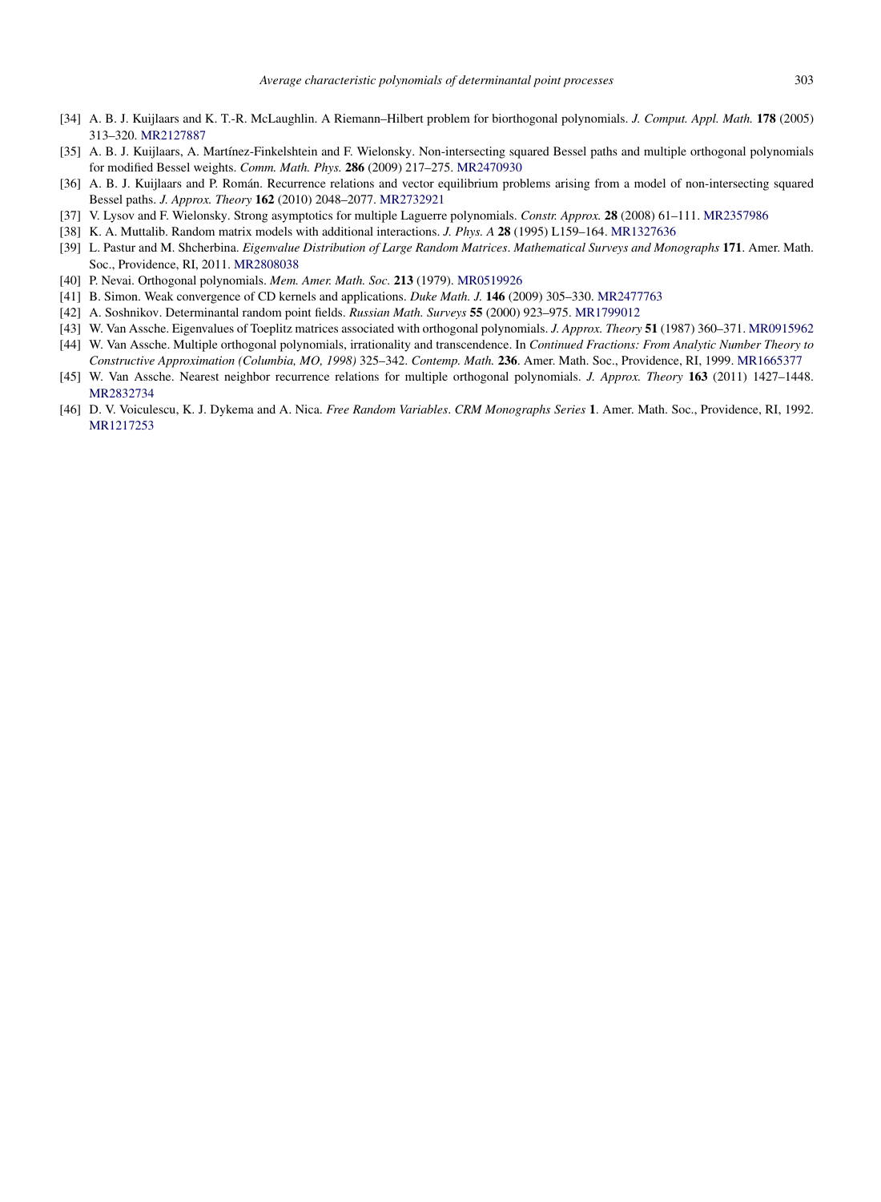[34] A. B. J. Kuijlaars and K. T.-R. McLaughlin. A Riemann–Hilbert problem for biorthogonal polynomials. *J. Comput. Appl. Math.* **178** (2005) 313–320. MR2127887

[35] A. B. J. Kuijlaars, A. Martínez-Finkelshtein and F. Wielonsky. Non-intersecting squared Bessel paths and multiple orthogonal polynomials for modified Bessel weights. *Comm. Math. Phys.* **286** (2009) 217–275. MR2470930

[36] A. B. J. Kuijlaars and P. Román. Recurrence relations and vector equilibrium problems arising from a model of non-intersecting squared Bessel paths. *J. Approx. Theory* **162** (2010) 2048–2077. MR2732921

[37] V. Lysov and F. Wielonsky. Strong asymptotics for multiple Laguerre polynomials. *Constr. Approx.* **28** (2008) 61–111. MR2357986

[38] K. A. Muttalib. Random matrix models with additional interactions. *J. Phys. A* **28** (1995) L159–164. MR1327636

[39] L. Pastur and M. Shcherbina. *Eigenvalue Distribution of Large Random Matrices*. *Mathematical Surveys and Monographs* **171**. Amer. Math. Soc., Providence, RI, 2011. MR2808038

[40] P. Nevai. Orthogonal polynomials. *Mem. Amer. Math. Soc.* **213** (1979). MR0519926

[41] B. Simon. Weak convergence of CD kernels and applications. *Duke Math. J.* **146** (2009) 305–330. MR2477763

[42] A. Soshnikov. Determinantal random point fields. *Russian Math. Surveys* **55** (2000) 923–975. MR1799012

[43] W. Van Assche. Eigenvalues of Toeplitz matrices associated with orthogonal polynomials. *J. Approx. Theory* **51** (1987) 360–371. MR0915962

[44] W. Van Assche. Multiple orthogonal polynomials, irrationality and transcendence. In *Continued Fractions: From Analytic Number Theory to Constructive Approximation (Columbia, MO, 1998)* 325–342. *Contemp. Math.* **236**. Amer. Math. Soc., Providence, RI, 1999. MR1665377

[45] W. Van Assche. Nearest neighbor recurrence relations for multiple orthogonal polynomials. *J. Approx. Theory* **163** (2011) 1427–1448. MR2832734

[46] D. V. Voiculescu, K. J. Dykema and A. Nica. *Free Random Variables*. *CRM Monographs Series* **1**. Amer. Math. Soc., Providence, RI, 1992. MR1217253